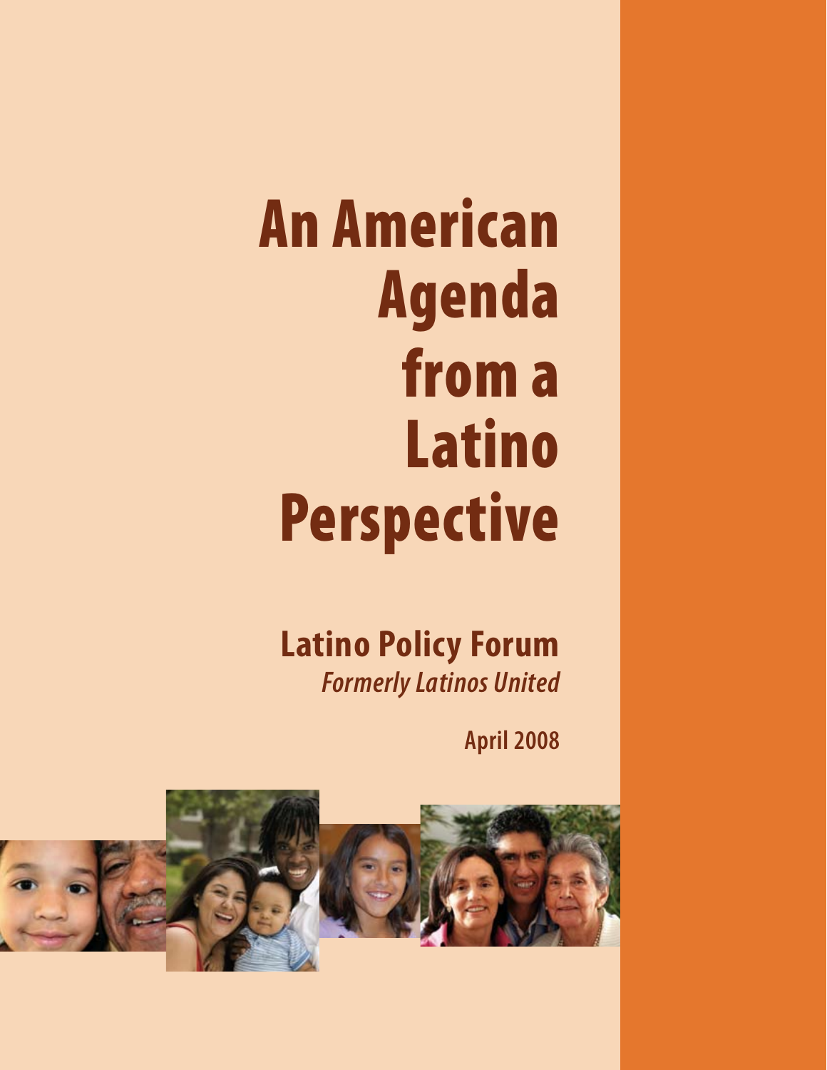# An American Agenda from a Latino Perspective

**Latino Policy Forum**
***Formerly Latinos United***

**April 2008**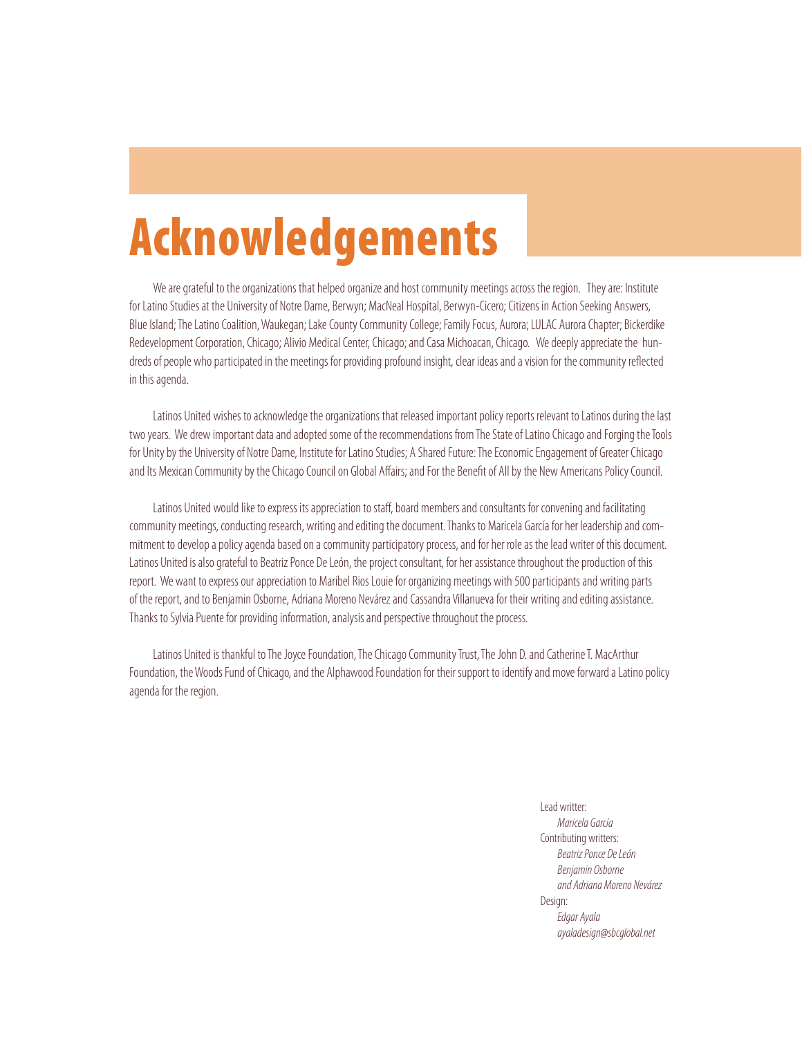# Acknowledgements

We are grateful to the organizations that helped organize and host community meetings across the region. They are: Institute for Latino Studies at the University of Notre Dame, Berwyn; MacNeal Hospital, Berwyn-Cicero; Citizens in Action Seeking Answers, Blue Island; The Latino Coalition, Waukegan; Lake County Community College; Family Focus, Aurora; LULAC Aurora Chapter; Bickerdike Redevelopment Corporation, Chicago; Alivio Medical Center, Chicago; and Casa Michoacan, Chicago. We deeply appreciate the hundreds of people who participated in the meetings for providing profound insight, clear ideas and a vision for the community reflected in this agenda.

Latinos United wishes to acknowledge the organizations that released important policy reports relevant to Latinos during the last two years. We drew important data and adopted some of the recommendations from The State of Latino Chicago and Forging the Tools for Unity by the University of Notre Dame, Institute for Latino Studies; A Shared Future: The Economic Engagement of Greater Chicago and Its Mexican Community by the Chicago Council on Global Affairs; and For the Benefit of All by the New Americans Policy Council.

Latinos United would like to express its appreciation to staff, board members and consultants for convening and facilitating community meetings, conducting research, writing and editing the document. Thanks to Maricela García for her leadership and commitment to develop a policy agenda based on a community participatory process, and for her role as the lead writer of this document. Latinos United is also grateful to Beatriz Ponce De León, the project consultant, for her assistance throughout the production of this report. We want to express our appreciation to Maribel Rios Louie for organizing meetings with 500 participants and writing parts of the report, and to Benjamin Osborne, Adriana Moreno Nevárez and Cassandra Villanueva for their writing and editing assistance. Thanks to Sylvia Puente for providing information, analysis and perspective throughout the process.

Latinos United is thankful to The Joyce Foundation, The Chicago Community Trust, The John D. and Catherine T. MacArthur Foundation, the Woods Fund of Chicago, and the Alphawood Foundation for their support to identify and move forward a Latino policy agenda for the region.

Lead writter:
*Maricela García*
Contributing writers:
*Beatriz Ponce De León*
*Benjamin Osborne*
*and Adriana Moreno Nevárez*
Design:
*Edgar Ayala*
*ayaladesign@sbcglobal.net*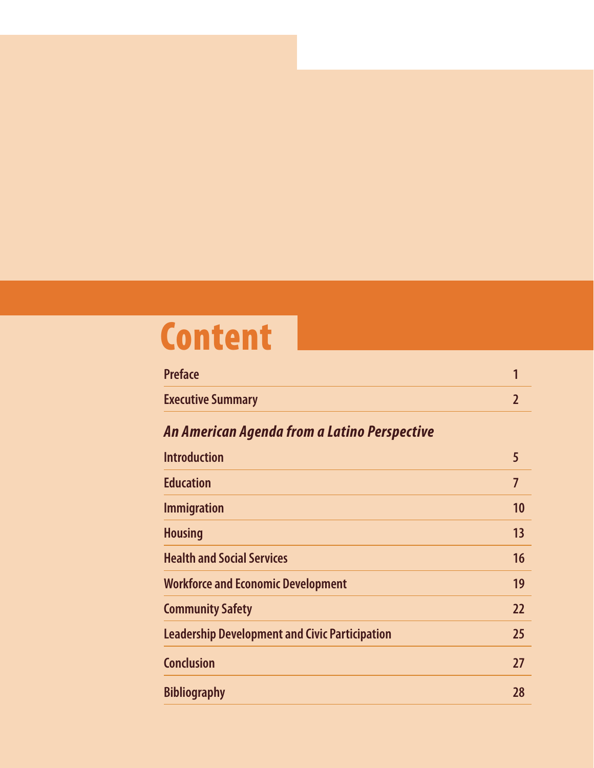# Content

| | |
|---|---|
| Preface | 1 |
| Executive Summary | 2 |

***An American Agenda from a Latino Perspective***

| | |
|---|---|
| Introduction | 5 |
| Education | 7 |
| Immigration | 10 |
| Housing | 13 |
| Health and Social Services | 16 |
| Workforce and Economic Development | 19 |
| Community Safety | 22 |
| Leadership Development and Civic Participation | 25 |
| Conclusion | 27 |
| Bibliography | 28 |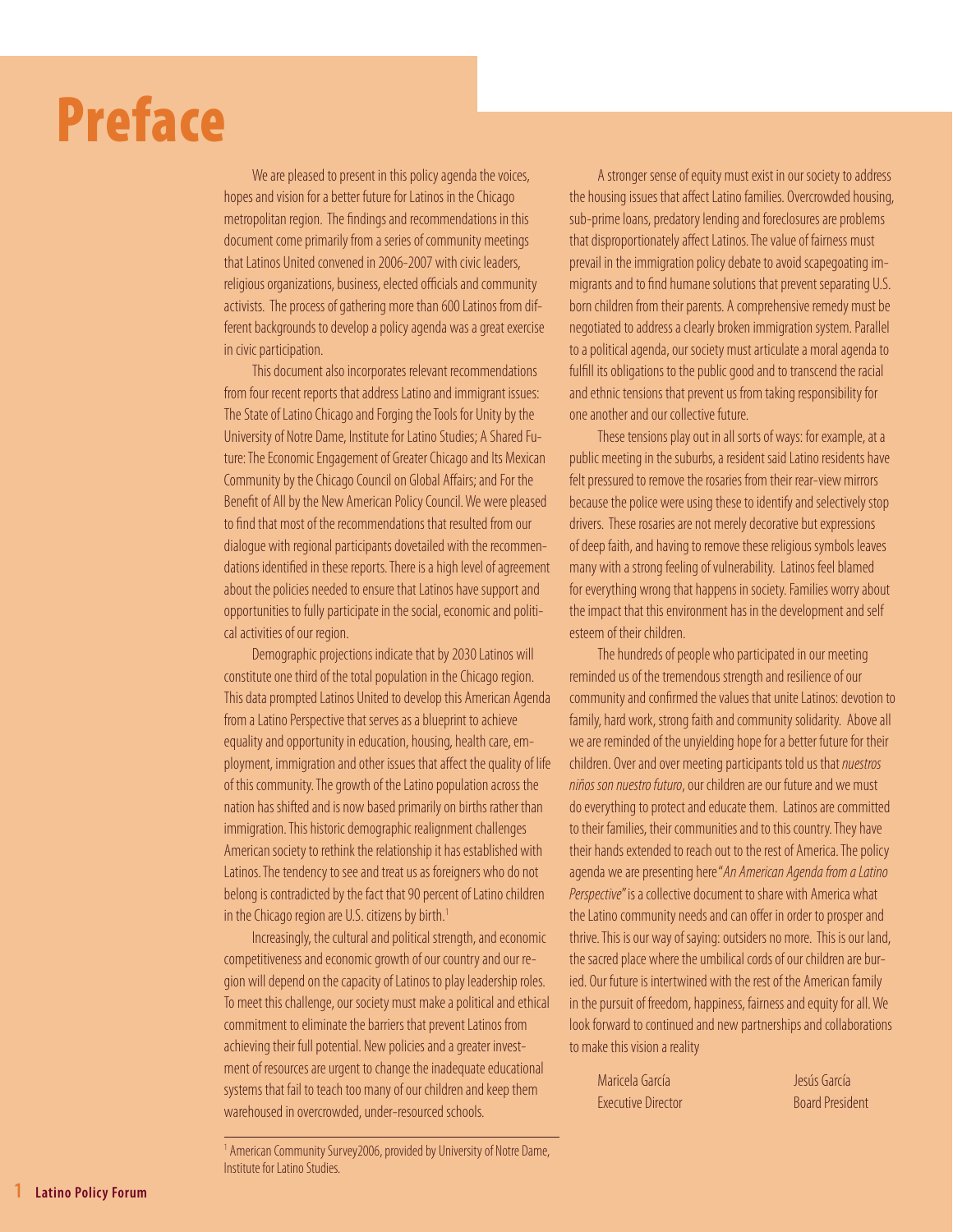# Preface

We are pleased to present in this policy agenda the voices, hopes and vision for a better future for Latinos in the Chicago metropolitan region. The findings and recommendations in this document come primarily from a series of community meetings that Latinos United convened in 2006-2007 with civic leaders, religious organizations, business, elected officials and community activists. The process of gathering more than 600 Latinos from different backgrounds to develop a policy agenda was a great exercise in civic participation.

This document also incorporates relevant recommendations from four recent reports that address Latino and immigrant issues: The State of Latino Chicago and Forging the Tools for Unity by the University of Notre Dame, Institute for Latino Studies; A Shared Future: The Economic Engagement of Greater Chicago and Its Mexican Community by the Chicago Council on Global Affairs; and For the Benefit of All by the New American Policy Council. We were pleased to find that most of the recommendations that resulted from our dialogue with regional participants dovetailed with the recommendations identified in these reports. There is a high level of agreement about the policies needed to ensure that Latinos have support and opportunities to fully participate in the social, economic and political activities of our region.

Demographic projections indicate that by 2030 Latinos will constitute one third of the total population in the Chicago region. This data prompted Latinos United to develop this American Agenda from a Latino Perspective that serves as a blueprint to achieve equality and opportunity in education, housing, health care, employment, immigration and other issues that affect the quality of life of this community. The growth of the Latino population across the nation has shifted and is now based primarily on births rather than immigration. This historic demographic realignment challenges American society to rethink the relationship it has established with Latinos. The tendency to see and treat us as foreigners who do not belong is contradicted by the fact that 90 percent of Latino children in the Chicago region are U.S. citizens by birth.[1]

Increasingly, the cultural and political strength, and economic competitiveness and economic growth of our country and our region will depend on the capacity of Latinos to play leadership roles. To meet this challenge, our society must make a political and ethical commitment to eliminate the barriers that prevent Latinos from achieving their full potential. New policies and a greater investment of resources are urgent to change the inadequate educational systems that fail to teach too many of our children and keep them warehoused in overcrowded, under-resourced schools.

A stronger sense of equity must exist in our society to address the housing issues that affect Latino families. Overcrowded housing, sub-prime loans, predatory lending and foreclosures are problems that disproportionately affect Latinos. The value of fairness must prevail in the immigration policy debate to avoid scapegoating immigrants and to find humane solutions that prevent separating U.S. born children from their parents. A comprehensive remedy must be negotiated to address a clearly broken immigration system. Parallel to a political agenda, our society must articulate a moral agenda to fulfill its obligations to the public good and to transcend the racial and ethnic tensions that prevent us from taking responsibility for one another and our collective future.

These tensions play out in all sorts of ways: for example, at a public meeting in the suburbs, a resident said Latino residents have felt pressured to remove the rosaries from their rear-view mirrors because the police were using these to identify and selectively stop drivers. These rosaries are not merely decorative but expressions of deep faith, and having to remove these religious symbols leaves many with a strong feeling of vulnerability. Latinos feel blamed for everything wrong that happens in society. Families worry about the impact that this environment has in the development and self esteem of their children.

The hundreds of people who participated in our meeting reminded us of the tremendous strength and resilience of our community and confirmed the values that unite Latinos: devotion to family, hard work, strong faith and community solidarity. Above all we are reminded of the unyielding hope for a better future for their children. Over and over meeting participants told us that *nuestros niños son nuestro futuro*, our children are our future and we must do everything to protect and educate them. Latinos are committed to their families, their communities and to this country. They have their hands extended to reach out to the rest of America. The policy agenda we are presenting here "*An American Agenda from a Latino Perspective*" is a collective document to share with America what the Latino community needs and can offer in order to prosper and thrive. This is our way of saying: outsiders no more. This is our land, the sacred place where the umbilical cords of our children are buried. Our future is intertwined with the rest of the American family in the pursuit of freedom, happiness, fairness and equity for all. We look forward to continued and new partnerships and collaborations to make this vision a reality

Maricela García
Executive Director

Jesús García
Board President

[1] American Community Survey2006, provided by University of Notre Dame, Institute for Latino Studies.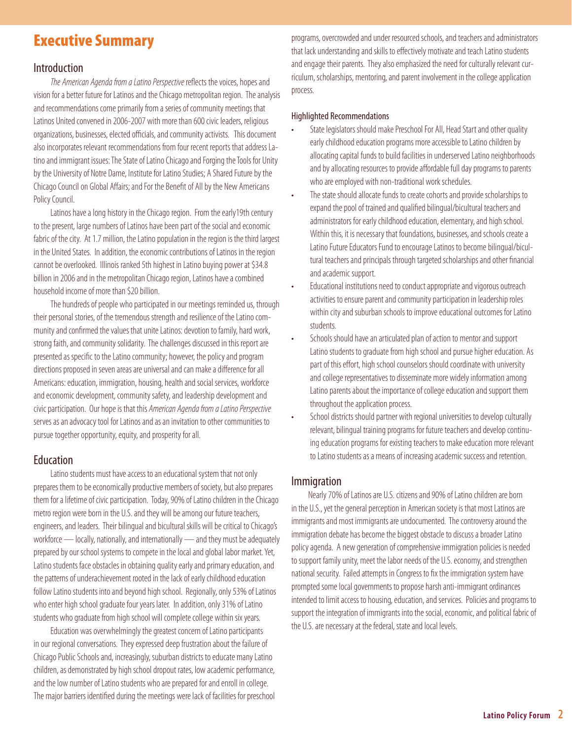# Executive Summary

## Introduction

*The American Agenda from a Latino Perspective* reflects the voices, hopes and vision for a better future for Latinos and the Chicago metropolitan region. The analysis and recommendations come primarily from a series of community meetings that Latinos United convened in 2006-2007 with more than 600 civic leaders, religious organizations, businesses, elected officials, and community activists. This document also incorporates relevant recommendations from four recent reports that address Latino and immigrant issues: The State of Latino Chicago and Forging the Tools for Unity by the University of Notre Dame, Institute for Latino Studies; A Shared Future by the Chicago Council on Global Affairs; and For the Benefit of All by the New Americans Policy Council.

Latinos have a long history in the Chicago region. From the early19th century to the present, large numbers of Latinos have been part of the social and economic fabric of the city. At 1.7 million, the Latino population in the region is the third largest in the United States. In addition, the economic contributions of Latinos in the region cannot be overlooked. Illinois ranked 5th highest in Latino buying power at $34.8 billion in 2006 and in the metropolitan Chicago region, Latinos have a combined household income of more than $20 billion.

The hundreds of people who participated in our meetings reminded us, through their personal stories, of the tremendous strength and resilience of the Latino community and confirmed the values that unite Latinos: devotion to family, hard work, strong faith, and community solidarity. The challenges discussed in this report are presented as specific to the Latino community; however, the policy and program directions proposed in seven areas are universal and can make a difference for all Americans: education, immigration, housing, health and social services, workforce and economic development, community safety, and leadership development and civic participation. Our hope is that this *American Agenda from a Latino Perspective* serves as an advocacy tool for Latinos and as an invitation to other communities to pursue together opportunity, equity, and prosperity for all.

## Education

Latino students must have access to an educational system that not only prepares them to be economically productive members of society, but also prepares them for a lifetime of civic participation. Today, 90% of Latino children in the Chicago metro region were born in the U.S. and they will be among our future teachers, engineers, and leaders. Their bilingual and bicultural skills will be critical to Chicago's workforce — locally, nationally, and internationally — and they must be adequately prepared by our school systems to compete in the local and global labor market. Yet, Latino students face obstacles in obtaining quality early and primary education, and the patterns of underachievement rooted in the lack of early childhood education follow Latino students into and beyond high school. Regionally, only 53% of Latinos who enter high school graduate four years later. In addition, only 31% of Latino students who graduate from high school will complete college within six years.

Education was overwhelmingly the greatest concern of Latino participants in our regional conversations. They expressed deep frustration about the failure of Chicago Public Schools and, increasingly, suburban districts to educate many Latino children, as demonstrated by high school dropout rates, low academic performance, and the low number of Latino students who are prepared for and enroll in college. The major barriers identified during the meetings were lack of facilities for preschool programs, overcrowded and under resourced schools, and teachers and administrators that lack understanding and skills to effectively motivate and teach Latino students and engage their parents. They also emphasized the need for culturally relevant curriculum, scholarships, mentoring, and parent involvement in the college application process.

### Highlighted Recommendations

- State legislators should make Preschool For All, Head Start and other quality early childhood education programs more accessible to Latino children by allocating capital funds to build facilities in underserved Latino neighborhoods and by allocating resources to provide affordable full day programs to parents who are employed with non-traditional work schedules.
- The state should allocate funds to create cohorts and provide scholarships to expand the pool of trained and qualified bilingual/bicultural teachers and administrators for early childhood education, elementary, and high school. Within this, it is necessary that foundations, businesses, and schools create a Latino Future Educators Fund to encourage Latinos to become bilingual/bicultural teachers and principals through targeted scholarships and other financial and academic support.
- Educational institutions need to conduct appropriate and vigorous outreach activities to ensure parent and community participation in leadership roles within city and suburban schools to improve educational outcomes for Latino students.
- Schools should have an articulated plan of action to mentor and support Latino students to graduate from high school and pursue higher education. As part of this effort, high school counselors should coordinate with university and college representatives to disseminate more widely information among Latino parents about the importance of college education and support them throughout the application process.
- School districts should partner with regional universities to develop culturally relevant, bilingual training programs for future teachers and develop continuing education programs for existing teachers to make education more relevant to Latino students as a means of increasing academic success and retention.

## Immigration

Nearly 70% of Latinos are U.S. citizens and 90% of Latino children are born in the U.S., yet the general perception in American society is that most Latinos are immigrants and most immigrants are undocumented. The controversy around the immigration debate has become the biggest obstacle to discuss a broader Latino policy agenda. A new generation of comprehensive immigration policies is needed to support family unity, meet the labor needs of the U.S. economy, and strengthen national security. Failed attempts in Congress to fix the immigration system have prompted some local governments to propose harsh anti-immigrant ordinances intended to limit access to housing, education, and services. Policies and programs to support the integration of immigrants into the social, economic, and political fabric of the U.S. are necessary at the federal, state and local levels.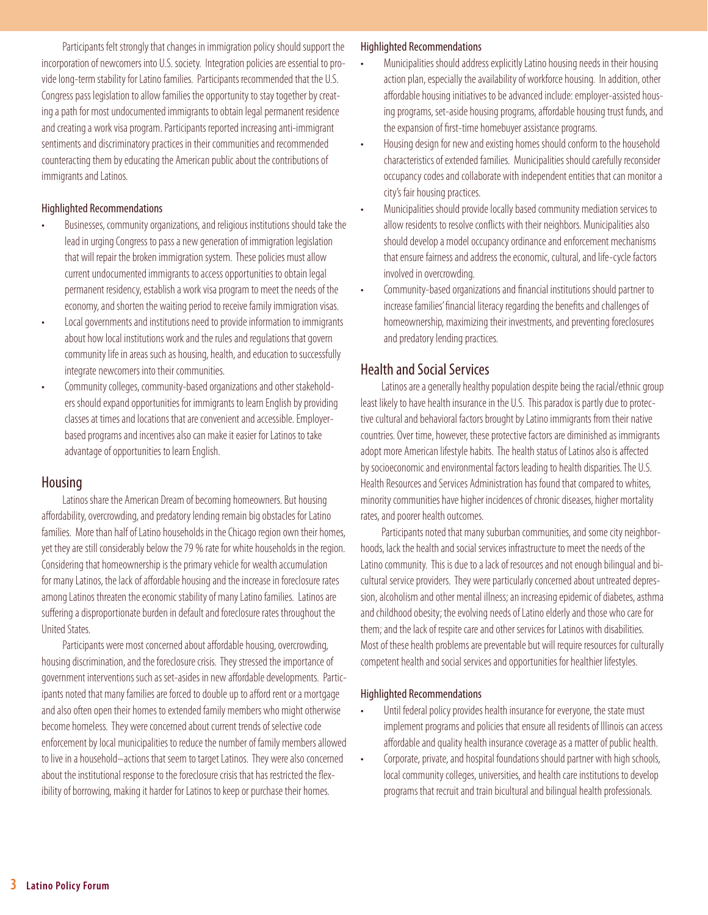Participants felt strongly that changes in immigration policy should support the incorporation of newcomers into U.S. society. Integration policies are essential to provide long-term stability for Latino families. Participants recommended that the U.S. Congress pass legislation to allow families the opportunity to stay together by creating a path for most undocumented immigrants to obtain legal permanent residence and creating a work visa program. Participants reported increasing anti-immigrant sentiments and discriminatory practices in their communities and recommended counteracting them by educating the American public about the contributions of immigrants and Latinos.

#### Highlighted Recommendations

- Businesses, community organizations, and religious institutions should take the lead in urging Congress to pass a new generation of immigration legislation that will repair the broken immigration system. These policies must allow current undocumented immigrants to access opportunities to obtain legal permanent residency, establish a work visa program to meet the needs of the economy, and shorten the waiting period to receive family immigration visas.
- Local governments and institutions need to provide information to immigrants about how local institutions work and the rules and regulations that govern community life in areas such as housing, health, and education to successfully integrate newcomers into their communities.
- Community colleges, community-based organizations and other stakeholders should expand opportunities for immigrants to learn English by providing classes at times and locations that are convenient and accessible. Employer-based programs and incentives also can make it easier for Latinos to take advantage of opportunities to learn English.

## Housing

Latinos share the American Dream of becoming homeowners. But housing affordability, overcrowding, and predatory lending remain big obstacles for Latino families. More than half of Latino households in the Chicago region own their homes, yet they are still considerably below the 79 % rate for white households in the region. Considering that homeownership is the primary vehicle for wealth accumulation for many Latinos, the lack of affordable housing and the increase in foreclosure rates among Latinos threaten the economic stability of many Latino families. Latinos are suffering a disproportionate burden in default and foreclosure rates throughout the United States.

Participants were most concerned about affordable housing, overcrowding, housing discrimination, and the foreclosure crisis. They stressed the importance of government interventions such as set-asides in new affordable developments. Participants noted that many families are forced to double up to afford rent or a mortgage and also often open their homes to extended family members who might otherwise become homeless. They were concerned about current trends of selective code enforcement by local municipalities to reduce the number of family members allowed to live in a household—actions that seem to target Latinos. They were also concerned about the institutional response to the foreclosure crisis that has restricted the flexibility of borrowing, making it harder for Latinos to keep or purchase their homes.

#### Highlighted Recommendations

- Municipalities should address explicitly Latino housing needs in their housing action plan, especially the availability of workforce housing. In addition, other affordable housing initiatives to be advanced include: employer-assisted housing programs, set-aside housing programs, affordable housing trust funds, and the expansion of first-time homebuyer assistance programs.
- Housing design for new and existing homes should conform to the household characteristics of extended families. Municipalities should carefully reconsider occupancy codes and collaborate with independent entities that can monitor a city's fair housing practices.
- Municipalities should provide locally based community mediation services to allow residents to resolve conflicts with their neighbors. Municipalities also should develop a model occupancy ordinance and enforcement mechanisms that ensure fairness and address the economic, cultural, and life-cycle factors involved in overcrowding.
- Community-based organizations and financial institutions should partner to increase families' financial literacy regarding the benefits and challenges of homeownership, maximizing their investments, and preventing foreclosures and predatory lending practices.

## Health and Social Services

Latinos are a generally healthy population despite being the racial/ethnic group least likely to have health insurance in the U.S. This paradox is partly due to protective cultural and behavioral factors brought by Latino immigrants from their native countries. Over time, however, these protective factors are diminished as immigrants adopt more American lifestyle habits. The health status of Latinos also is affected by socioeconomic and environmental factors leading to health disparities. The U.S. Health Resources and Services Administration has found that compared to whites, minority communities have higher incidences of chronic diseases, higher mortality rates, and poorer health outcomes.

Participants noted that many suburban communities, and some city neighborhoods, lack the health and social services infrastructure to meet the needs of the Latino community. This is due to a lack of resources and not enough bilingual and bicultural service providers. They were particularly concerned about untreated depression, alcoholism and other mental illness; an increasing epidemic of diabetes, asthma and childhood obesity; the evolving needs of Latino elderly and those who care for them; and the lack of respite care and other services for Latinos with disabilities. Most of these health problems are preventable but will require resources for culturally competent health and social services and opportunities for healthier lifestyles.

#### Highlighted Recommendations

- Until federal policy provides health insurance for everyone, the state must implement programs and policies that ensure all residents of Illinois can access affordable and quality health insurance coverage as a matter of public health.
- Corporate, private, and hospital foundations should partner with high schools, local community colleges, universities, and health care institutions to develop programs that recruit and train bicultural and bilingual health professionals.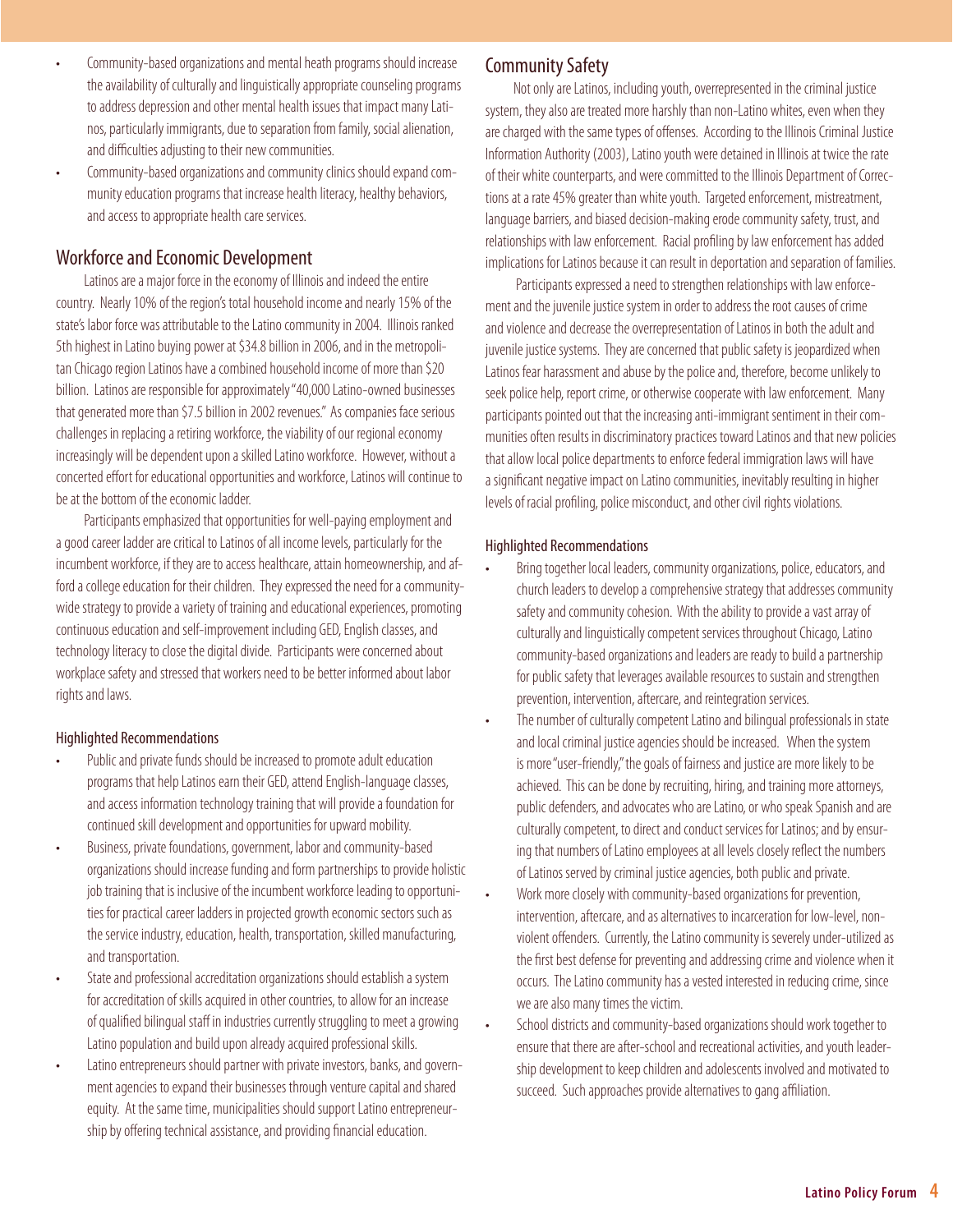- Community-based organizations and mental heath programs should increase the availability of culturally and linguistically appropriate counseling programs to address depression and other mental health issues that impact many Latinos, particularly immigrants, due to separation from family, social alienation, and difficulties adjusting to their new communities.
- Community-based organizations and community clinics should expand community education programs that increase health literacy, healthy behaviors, and access to appropriate health care services.

## Workforce and Economic Development

Latinos are a major force in the economy of Illinois and indeed the entire country. Nearly 10% of the region's total household income and nearly 15% of the state's labor force was attributable to the Latino community in 2004. Illinois ranked 5th highest in Latino buying power at $34.8 billion in 2006, and in the metropolitan Chicago region Latinos have a combined household income of more than $20 billion. Latinos are responsible for approximately "40,000 Latino-owned businesses that generated more than $7.5 billion in 2002 revenues." As companies face serious challenges in replacing a retiring workforce, the viability of our regional economy increasingly will be dependent upon a skilled Latino workforce. However, without a concerted effort for educational opportunities and workforce, Latinos will continue to be at the bottom of the economic ladder.

Participants emphasized that opportunities for well-paying employment and a good career ladder are critical to Latinos of all income levels, particularly for the incumbent workforce, if they are to access healthcare, attain homeownership, and afford a college education for their children. They expressed the need for a community-wide strategy to provide a variety of training and educational experiences, promoting continuous education and self-improvement including GED, English classes, and technology literacy to close the digital divide. Participants were concerned about workplace safety and stressed that workers need to be better informed about labor rights and laws.

### Highlighted Recommendations

- Public and private funds should be increased to promote adult education programs that help Latinos earn their GED, attend English-language classes, and access information technology training that will provide a foundation for continued skill development and opportunities for upward mobility.
- Business, private foundations, government, labor and community-based organizations should increase funding and form partnerships to provide holistic job training that is inclusive of the incumbent workforce leading to opportunities for practical career ladders in projected growth economic sectors such as the service industry, education, health, transportation, skilled manufacturing, and transportation.
- State and professional accreditation organizations should establish a system for accreditation of skills acquired in other countries, to allow for an increase of qualified bilingual staff in industries currently struggling to meet a growing Latino population and build upon already acquired professional skills.
- Latino entrepreneurs should partner with private investors, banks, and government agencies to expand their businesses through venture capital and shared equity. At the same time, municipalities should support Latino entrepreneurship by offering technical assistance, and providing financial education.

## Community Safety

Not only are Latinos, including youth, overrepresented in the criminal justice system, they also are treated more harshly than non-Latino whites, even when they are charged with the same types of offenses. According to the Illinois Criminal Justice Information Authority (2003), Latino youth were detained in Illinois at twice the rate of their white counterparts, and were committed to the Illinois Department of Corrections at a rate 45% greater than white youth. Targeted enforcement, mistreatment, language barriers, and biased decision-making erode community safety, trust, and relationships with law enforcement. Racial profiling by law enforcement has added implications for Latinos because it can result in deportation and separation of families.

Participants expressed a need to strengthen relationships with law enforcement and the juvenile justice system in order to address the root causes of crime and violence and decrease the overrepresentation of Latinos in both the adult and juvenile justice systems. They are concerned that public safety is jeopardized when Latinos fear harassment and abuse by the police and, therefore, become unlikely to seek police help, report crime, or otherwise cooperate with law enforcement. Many participants pointed out that the increasing anti-immigrant sentiment in their communities often results in discriminatory practices toward Latinos and that new policies that allow local police departments to enforce federal immigration laws will have a significant negative impact on Latino communities, inevitably resulting in higher levels of racial profiling, police misconduct, and other civil rights violations.

### Highlighted Recommendations

- Bring together local leaders, community organizations, police, educators, and church leaders to develop a comprehensive strategy that addresses community safety and community cohesion. With the ability to provide a vast array of culturally and linguistically competent services throughout Chicago, Latino community-based organizations and leaders are ready to build a partnership for public safety that leverages available resources to sustain and strengthen prevention, intervention, aftercare, and reintegration services.
- The number of culturally competent Latino and bilingual professionals in state and local criminal justice agencies should be increased. When the system is more "user-friendly," the goals of fairness and justice are more likely to be achieved. This can be done by recruiting, hiring, and training more attorneys, public defenders, and advocates who are Latino, or who speak Spanish and are culturally competent, to direct and conduct services for Latinos; and by ensuring that numbers of Latino employees at all levels closely reflect the numbers of Latinos served by criminal justice agencies, both public and private.
- Work more closely with community-based organizations for prevention, intervention, aftercare, and as alternatives to incarceration for low-level, non-violent offenders. Currently, the Latino community is severely under-utilized as the first best defense for preventing and addressing crime and violence when it occurs. The Latino community has a vested interested in reducing crime, since we are also many times the victim.
- School districts and community-based organizations should work together to ensure that there are after-school and recreational activities, and youth leadership development to keep children and adolescents involved and motivated to succeed. Such approaches provide alternatives to gang affiliation.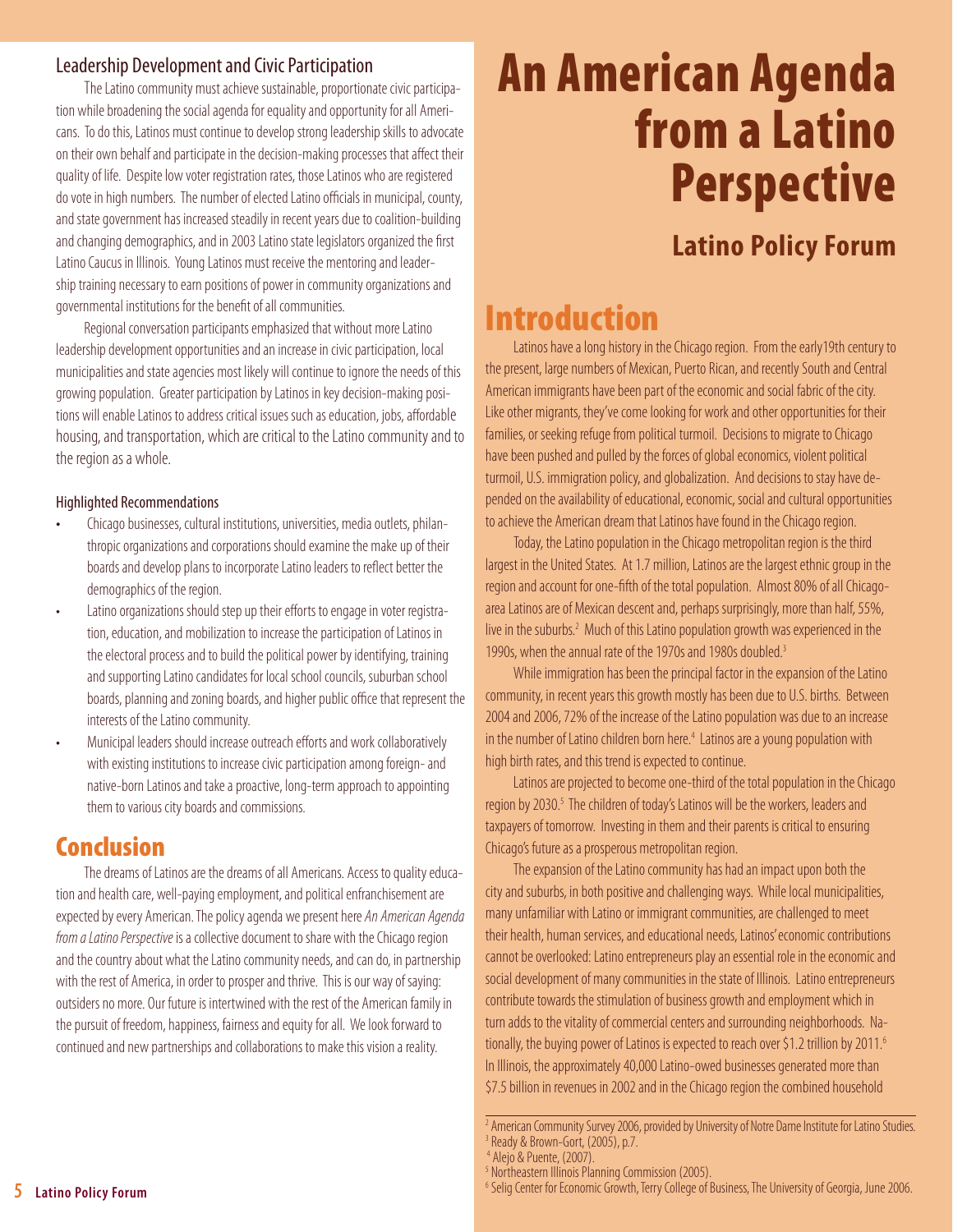## Leadership Development and Civic Participation

The Latino community must achieve sustainable, proportionate civic participation while broadening the social agenda for equality and opportunity for all Americans. To do this, Latinos must continue to develop strong leadership skills to advocate on their own behalf and participate in the decision-making processes that affect their quality of life. Despite low voter registration rates, those Latinos who are registered do vote in high numbers. The number of elected Latino officials in municipal, county, and state government has increased steadily in recent years due to coalition-building and changing demographics, and in 2003 Latino state legislators organized the first Latino Caucus in Illinois. Young Latinos must receive the mentoring and leadership training necessary to earn positions of power in community organizations and governmental institutions for the benefit of all communities.

Regional conversation participants emphasized that without more Latino leadership development opportunities and an increase in civic participation, local municipalities and state agencies most likely will continue to ignore the needs of this growing population. Greater participation by Latinos in key decision-making positions will enable Latinos to address critical issues such as education, jobs, affordable housing, and transportation, which are critical to the Latino community and to the region as a whole.

#### Highlighted Recommendations

- Chicago businesses, cultural institutions, universities, media outlets, philanthropic organizations and corporations should examine the make up of their boards and develop plans to incorporate Latino leaders to reflect better the demographics of the region.
- Latino organizations should step up their efforts to engage in voter registration, education, and mobilization to increase the participation of Latinos in the electoral process and to build the political power by identifying, training and supporting Latino candidates for local school councils, suburban school boards, planning and zoning boards, and higher public office that represent the interests of the Latino community.
- Municipal leaders should increase outreach efforts and work collaboratively with existing institutions to increase civic participation among foreign- and native-born Latinos and take a proactive, long-term approach to appointing them to various city boards and commissions.

## Conclusion

The dreams of Latinos are the dreams of all Americans. Access to quality education and health care, well-paying employment, and political enfranchisement are expected by every American. The policy agenda we present here *An American Agenda from a Latino Perspective* is a collective document to share with the Chicago region and the country about what the Latino community needs, and can do, in partnership with the rest of America, in order to prosper and thrive. This is our way of saying: outsiders no more. Our future is intertwined with the rest of the American family in the pursuit of freedom, happiness, fairness and equity for all. We look forward to continued and new partnerships and collaborations to make this vision a reality.

# An American Agenda from a Latino Perspective

### Latino Policy Forum

## Introduction

Latinos have a long history in the Chicago region. From the early19th century to the present, large numbers of Mexican, Puerto Rican, and recently South and Central American immigrants have been part of the economic and social fabric of the city. Like other migrants, they've come looking for work and other opportunities for their families, or seeking refuge from political turmoil. Decisions to migrate to Chicago have been pushed and pulled by the forces of global economics, violent political turmoil, U.S. immigration policy, and globalization. And decisions to stay have depended on the availability of educational, economic, social and cultural opportunities to achieve the American dream that Latinos have found in the Chicago region.

Today, the Latino population in the Chicago metropolitan region is the third largest in the United States. At 1.7 million, Latinos are the largest ethnic group in the region and account for one-fifth of the total population. Almost 80% of all Chicago-area Latinos are of Mexican descent and, perhaps surprisingly, more than half, 55%, live in the suburbs.[2] Much of this Latino population growth was experienced in the 1990s, when the annual rate of the 1970s and 1980s doubled.[3]

While immigration has been the principal factor in the expansion of the Latino community, in recent years this growth mostly has been due to U.S. births. Between 2004 and 2006, 72% of the increase of the Latino population was due to an increase in the number of Latino children born here.[4] Latinos are a young population with high birth rates, and this trend is expected to continue.

Latinos are projected to become one-third of the total population in the Chicago region by 2030.[5] The children of today's Latinos will be the workers, leaders and taxpayers of tomorrow. Investing in them and their parents is critical to ensuring Chicago's future as a prosperous metropolitan region.

The expansion of the Latino community has had an impact upon both the city and suburbs, in both positive and challenging ways. While local municipalities, many unfamiliar with Latino or immigrant communities, are challenged to meet their health, human services, and educational needs, Latinos' economic contributions cannot be overlooked: Latino entrepreneurs play an essential role in the economic and social development of many communities in the state of Illinois. Latino entrepreneurs contribute towards the stimulation of business growth and employment which in turn adds to the vitality of commercial centers and surrounding neighborhoods. Nationally, the buying power of Latinos is expected to reach over $1.2 trillion by 2011.[6] In Illinois, the approximately 40,000 Latino-owed businesses generated more than $7.5 billion in revenues in 2002 and in the Chicago region the combined household

---

[2] American Community Survey 2006, provided by University of Notre Dame Institute for Latino Studies.
[3] Ready & Brown-Gort, (2005), p.7.
[4] Alejo & Puente, (2007).
[5] Northeastern Illinois Planning Commission (2005).
[6] Selig Center for Economic Growth, Terry College of Business, The University of Georgia, June 2006.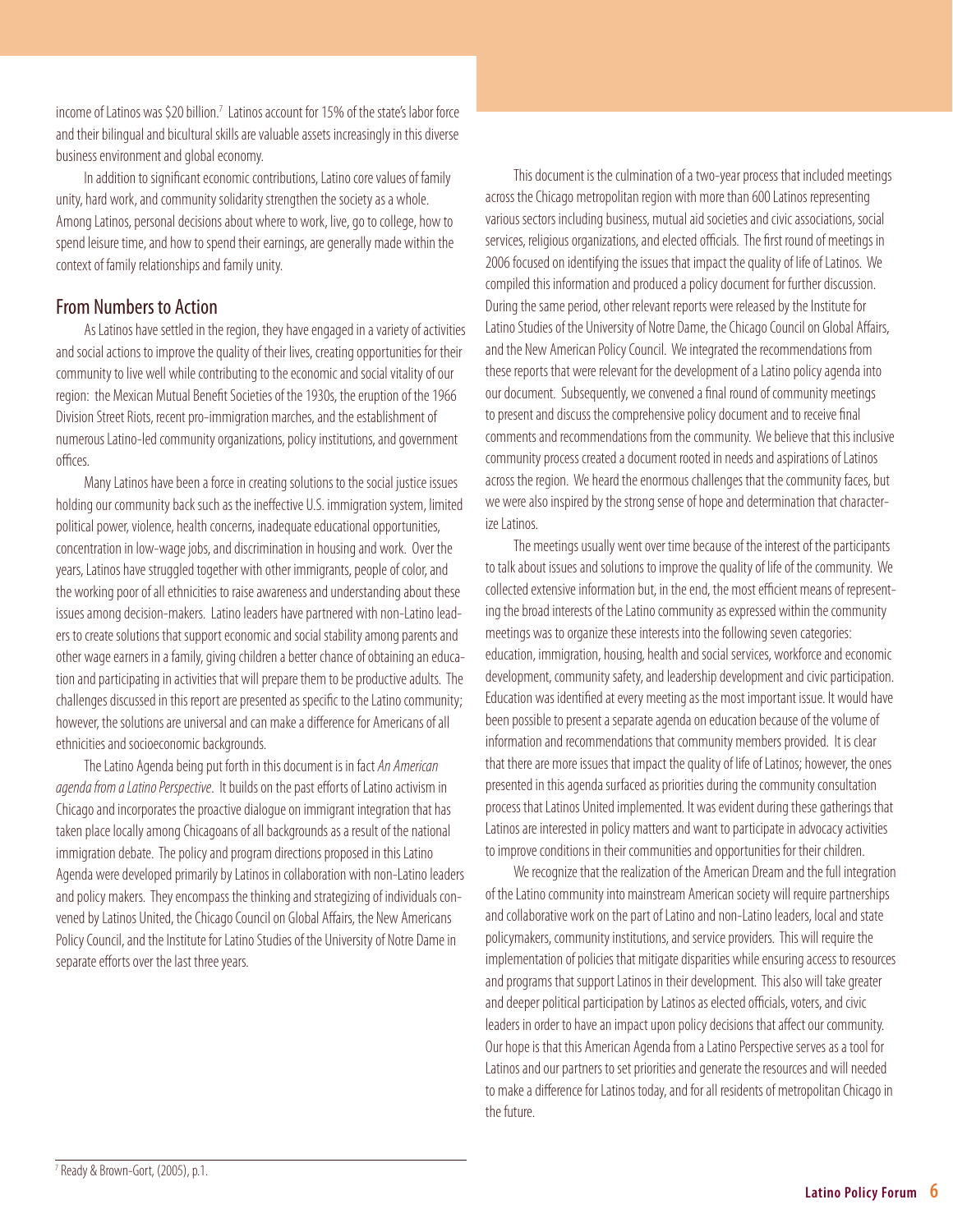income of Latinos was $20 billion.[7] Latinos account for 15% of the state's labor force and their bilingual and bicultural skills are valuable assets increasingly in this diverse business environment and global economy.

In addition to significant economic contributions, Latino core values of family unity, hard work, and community solidarity strengthen the society as a whole. Among Latinos, personal decisions about where to work, live, go to college, how to spend leisure time, and how to spend their earnings, are generally made within the context of family relationships and family unity.

## From Numbers to Action

As Latinos have settled in the region, they have engaged in a variety of activities and social actions to improve the quality of their lives, creating opportunities for their community to live well while contributing to the economic and social vitality of our region: the Mexican Mutual Benefit Societies of the 1930s, the eruption of the 1966 Division Street Riots, recent pro-immigration marches, and the establishment of numerous Latino-led community organizations, policy institutions, and government offices.

Many Latinos have been a force in creating solutions to the social justice issues holding our community back such as the ineffective U.S. immigration system, limited political power, violence, health concerns, inadequate educational opportunities, concentration in low-wage jobs, and discrimination in housing and work. Over the years, Latinos have struggled together with other immigrants, people of color, and the working poor of all ethnicities to raise awareness and understanding about these issues among decision-makers. Latino leaders have partnered with non-Latino leaders to create solutions that support economic and social stability among parents and other wage earners in a family, giving children a better chance of obtaining an education and participating in activities that will prepare them to be productive adults. The challenges discussed in this report are presented as specific to the Latino community; however, the solutions are universal and can make a difference for Americans of all ethnicities and socioeconomic backgrounds.

The Latino Agenda being put forth in this document is in fact *An American agenda from a Latino Perspective*. It builds on the past efforts of Latino activism in Chicago and incorporates the proactive dialogue on immigrant integration that has taken place locally among Chicagoans of all backgrounds as a result of the national immigration debate. The policy and program directions proposed in this Latino Agenda were developed primarily by Latinos in collaboration with non-Latino leaders and policy makers. They encompass the thinking and strategizing of individuals convened by Latinos United, the Chicago Council on Global Affairs, the New Americans Policy Council, and the Institute for Latino Studies of the University of Notre Dame in separate efforts over the last three years.

This document is the culmination of a two-year process that included meetings across the Chicago metropolitan region with more than 600 Latinos representing various sectors including business, mutual aid societies and civic associations, social services, religious organizations, and elected officials. The first round of meetings in 2006 focused on identifying the issues that impact the quality of life of Latinos. We compiled this information and produced a policy document for further discussion. During the same period, other relevant reports were released by the Institute for Latino Studies of the University of Notre Dame, the Chicago Council on Global Affairs, and the New American Policy Council. We integrated the recommendations from these reports that were relevant for the development of a Latino policy agenda into our document. Subsequently, we convened a final round of community meetings to present and discuss the comprehensive policy document and to receive final comments and recommendations from the community. We believe that this inclusive community process created a document rooted in needs and aspirations of Latinos across the region. We heard the enormous challenges that the community faces, but we were also inspired by the strong sense of hope and determination that characterize Latinos.

The meetings usually went over time because of the interest of the participants to talk about issues and solutions to improve the quality of life of the community. We collected extensive information but, in the end, the most efficient means of representing the broad interests of the Latino community as expressed within the community meetings was to organize these interests into the following seven categories: education, immigration, housing, health and social services, workforce and economic development, community safety, and leadership development and civic participation. Education was identified at every meeting as the most important issue. It would have been possible to present a separate agenda on education because of the volume of information and recommendations that community members provided. It is clear that there are more issues that impact the quality of life of Latinos; however, the ones presented in this agenda surfaced as priorities during the community consultation process that Latinos United implemented. It was evident during these gatherings that Latinos are interested in policy matters and want to participate in advocacy activities to improve conditions in their communities and opportunities for their children.

We recognize that the realization of the American Dream and the full integration of the Latino community into mainstream American society will require partnerships and collaborative work on the part of Latino and non-Latino leaders, local and state policymakers, community institutions, and service providers. This will require the implementation of policies that mitigate disparities while ensuring access to resources and programs that support Latinos in their development. This also will take greater and deeper political participation by Latinos as elected officials, voters, and civic leaders in order to have an impact upon policy decisions that affect our community. Our hope is that this American Agenda from a Latino Perspective serves as a tool for Latinos and our partners to set priorities and generate the resources and will needed to make a difference for Latinos today, and for all residents of metropolitan Chicago in the future.

[7] Ready & Brown-Gort, (2005), p.1.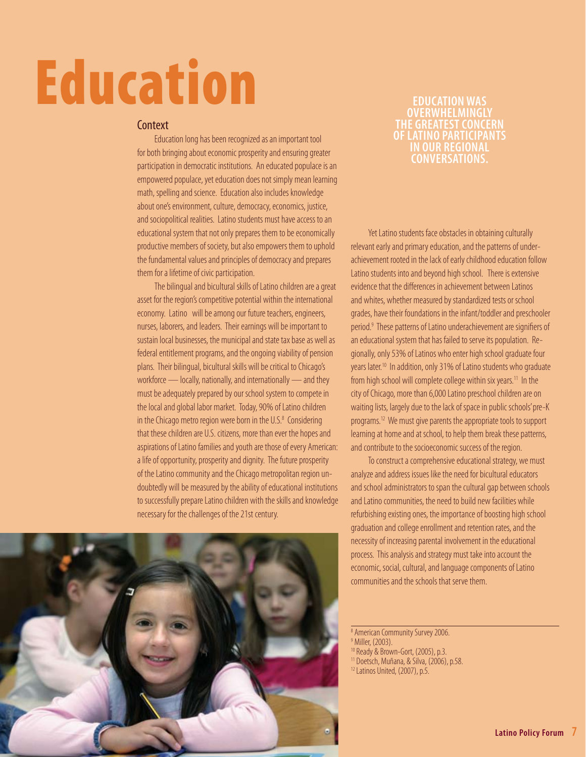# Education

## Context

Education long has been recognized as an important tool for both bringing about economic prosperity and ensuring greater participation in democratic institutions. An educated populace is an empowered populace, yet education does not simply mean learning math, spelling and science. Education also includes knowledge about one's environment, culture, democracy, economics, justice, and sociopolitical realities. Latino students must have access to an educational system that not only prepares them to be economically productive members of society, but also empowers them to uphold the fundamental values and principles of democracy and prepares them for a lifetime of civic participation.

The bilingual and bicultural skills of Latino children are a great asset for the region's competitive potential within the international economy. Latino will be among our future teachers, engineers, nurses, laborers, and leaders. Their earnings will be important to sustain local businesses, the municipal and state tax base as well as federal entitlement programs, and the ongoing viability of pension plans. Their bilingual, bicultural skills will be critical to Chicago's workforce — locally, nationally, and internationally — and they must be adequately prepared by our school system to compete in the local and global labor market. Today, 90% of Latino children in the Chicago metro region were born in the U.S.[8] Considering that these children are U.S. citizens, more than ever the hopes and aspirations of Latino families and youth are those of every American: a life of opportunity, prosperity and dignity. The future prosperity of the Latino community and the Chicago metropolitan region undoubtedly will be measured by the ability of educational institutions to successfully prepare Latino children with the skills and knowledge necessary for the challenges of the 21st century.

**EDUCATION WAS OVERWHELMINGLY THE GREATEST CONCERN OF LATINO PARTICIPANTS IN OUR REGIONAL CONVERSATIONS.**

Yet Latino students face obstacles in obtaining culturally relevant early and primary education, and the patterns of underachievement rooted in the lack of early childhood education follow Latino students into and beyond high school. There is extensive evidence that the differences in achievement between Latinos and whites, whether measured by standardized tests or school grades, have their foundations in the infant/toddler and preschooler period.[9] These patterns of Latino underachievement are signifiers of an educational system that has failed to serve its population. Regionally, only 53% of Latinos who enter high school graduate four years later.[10] In addition, only 31% of Latino students who graduate from high school will complete college within six years.[11] In the city of Chicago, more than 6,000 Latino preschool children are on waiting lists, largely due to the lack of space in public schools' pre-K programs.[12] We must give parents the appropriate tools to support learning at home and at school, to help them break these patterns, and contribute to the socioeconomic success of the region.

To construct a comprehensive educational strategy, we must analyze and address issues like the need for bicultural educators and school administrators to span the cultural gap between schools and Latino communities, the need to build new facilities while refurbishing existing ones, the importance of boosting high school graduation and college enrollment and retention rates, and the necessity of increasing parental involvement in the educational process. This analysis and strategy must take into account the economic, social, cultural, and language components of Latino communities and the schools that serve them.

---

[8] American Community Survey 2006.
[9] Miller, (2003).
[10] Ready & Brown-Gort, (2005), p.3.
[11] Doetsch, Muñana, & Silva, (2006), p.58.
[12] Latinos United, (2007), p.5.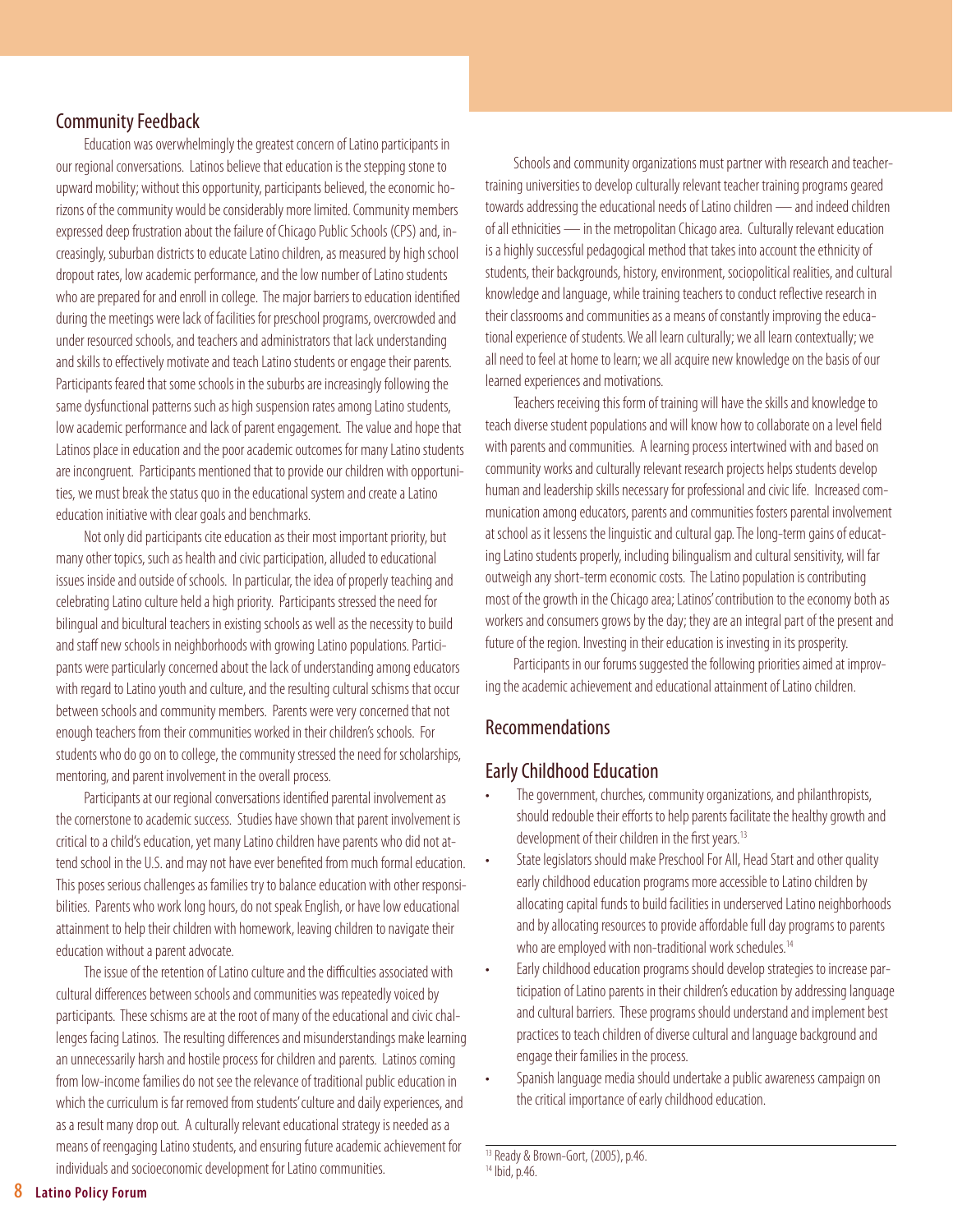## Community Feedback

Education was overwhelmingly the greatest concern of Latino participants in our regional conversations. Latinos believe that education is the stepping stone to upward mobility; without this opportunity, participants believed, the economic horizons of the community would be considerably more limited. Community members expressed deep frustration about the failure of Chicago Public Schools (CPS) and, increasingly, suburban districts to educate Latino children, as measured by high school dropout rates, low academic performance, and the low number of Latino students who are prepared for and enroll in college. The major barriers to education identified during the meetings were lack of facilities for preschool programs, overcrowded and under resourced schools, and teachers and administrators that lack understanding and skills to effectively motivate and teach Latino students or engage their parents. Participants feared that some schools in the suburbs are increasingly following the same dysfunctional patterns such as high suspension rates among Latino students, low academic performance and lack of parent engagement. The value and hope that Latinos place in education and the poor academic outcomes for many Latino students are incongruent. Participants mentioned that to provide our children with opportunities, we must break the status quo in the educational system and create a Latino education initiative with clear goals and benchmarks.

Not only did participants cite education as their most important priority, but many other topics, such as health and civic participation, alluded to educational issues inside and outside of schools. In particular, the idea of properly teaching and celebrating Latino culture held a high priority. Participants stressed the need for bilingual and bicultural teachers in existing schools as well as the necessity to build and staff new schools in neighborhoods with growing Latino populations. Participants were particularly concerned about the lack of understanding among educators with regard to Latino youth and culture, and the resulting cultural schisms that occur between schools and community members. Parents were very concerned that not enough teachers from their communities worked in their children's schools. For students who do go on to college, the community stressed the need for scholarships, mentoring, and parent involvement in the overall process.

Participants at our regional conversations identified parental involvement as the cornerstone to academic success. Studies have shown that parent involvement is critical to a child's education, yet many Latino children have parents who did not attend school in the U.S. and may not have ever benefited from much formal education. This poses serious challenges as families try to balance education with other responsibilities. Parents who work long hours, do not speak English, or have low educational attainment to help their children with homework, leaving children to navigate their education without a parent advocate.

The issue of the retention of Latino culture and the difficulties associated with cultural differences between schools and communities was repeatedly voiced by participants. These schisms are at the root of many of the educational and civic challenges facing Latinos. The resulting differences and misunderstandings make learning an unnecessarily harsh and hostile process for children and parents. Latinos coming from low-income families do not see the relevance of traditional public education in which the curriculum is far removed from students' culture and daily experiences, and as a result many drop out. A culturally relevant educational strategy is needed as a means of reengaging Latino students, and ensuring future academic achievement for individuals and socioeconomic development for Latino communities.

Schools and community organizations must partner with research and teacher-training universities to develop culturally relevant teacher training programs geared towards addressing the educational needs of Latino children — and indeed children of all ethnicities — in the metropolitan Chicago area. Culturally relevant education is a highly successful pedagogical method that takes into account the ethnicity of students, their backgrounds, history, environment, sociopolitical realities, and cultural knowledge and language, while training teachers to conduct reflective research in their classrooms and communities as a means of constantly improving the educational experience of students. We all learn culturally; we all learn contextually; we all need to feel at home to learn; we all acquire new knowledge on the basis of our learned experiences and motivations.

Teachers receiving this form of training will have the skills and knowledge to teach diverse student populations and will know how to collaborate on a level field with parents and communities. A learning process intertwined with and based on community works and culturally relevant research projects helps students develop human and leadership skills necessary for professional and civic life. Increased communication among educators, parents and communities fosters parental involvement at school as it lessens the linguistic and cultural gap. The long-term gains of educating Latino students properly, including bilingualism and cultural sensitivity, will far outweigh any short-term economic costs. The Latino population is contributing most of the growth in the Chicago area; Latinos' contribution to the economy both as workers and consumers grows by the day; they are an integral part of the present and future of the region. Investing in their education is investing in its prosperity.

Participants in our forums suggested the following priorities aimed at improving the academic achievement and educational attainment of Latino children.

## Recommendations

### Early Childhood Education

- The government, churches, community organizations, and philanthropists, should redouble their efforts to help parents facilitate the healthy growth and development of their children in the first years.[13]
- State legislators should make Preschool For All, Head Start and other quality early childhood education programs more accessible to Latino children by allocating capital funds to build facilities in underserved Latino neighborhoods and by allocating resources to provide affordable full day programs to parents who are employed with non-traditional work schedules.[14]
- Early childhood education programs should develop strategies to increase participation of Latino parents in their children's education by addressing language and cultural barriers. These programs should understand and implement best practices to teach children of diverse cultural and language background and engage their families in the process.
- Spanish language media should undertake a public awareness campaign on the critical importance of early childhood education.

[13] Ready & Brown-Gort, (2005), p.46.
[14] Ibid, p.46.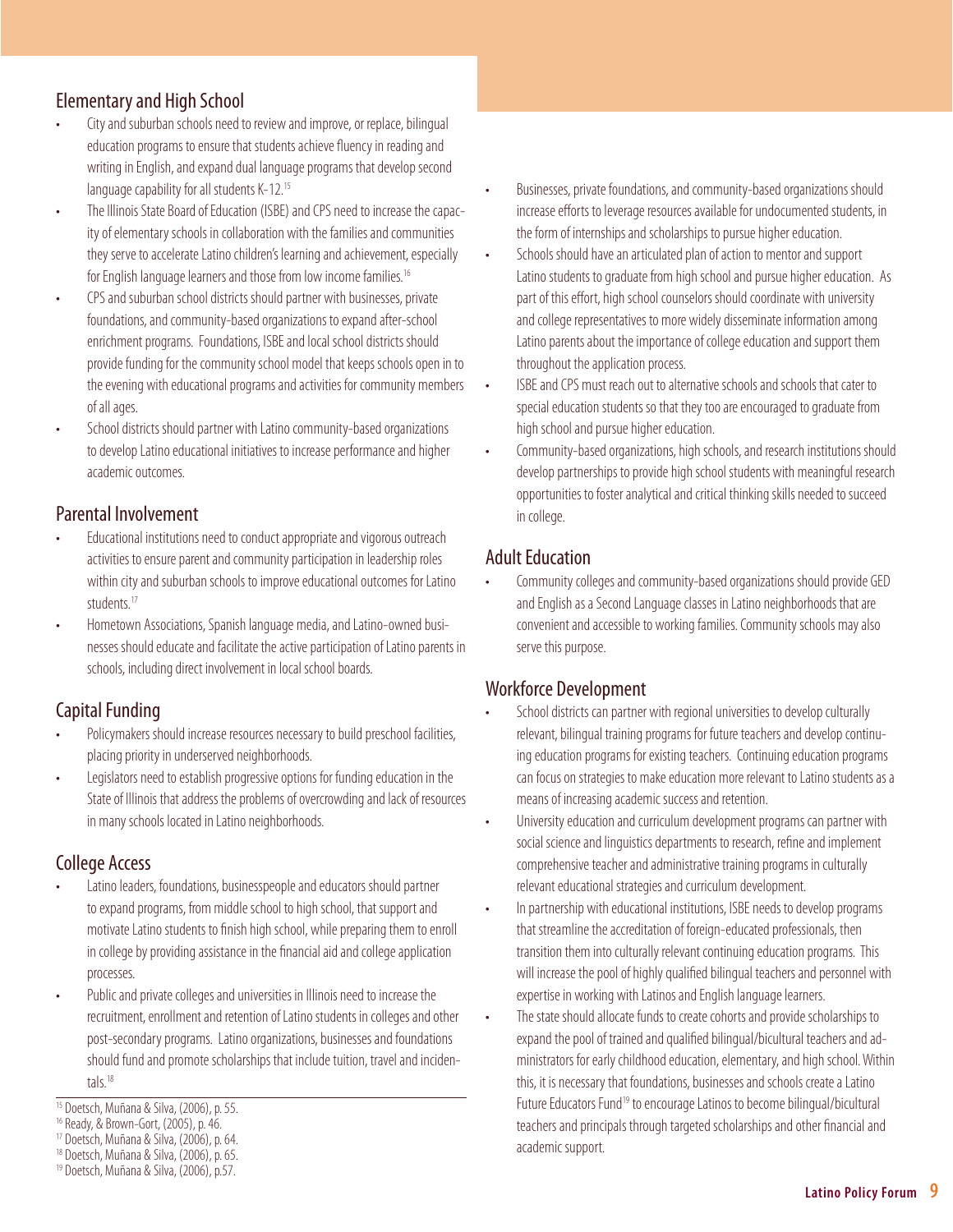## Elementary and High School

- City and suburban schools need to review and improve, or replace, bilingual education programs to ensure that students achieve fluency in reading and writing in English, and expand dual language programs that develop second language capability for all students K-12.[15]
- The Illinois State Board of Education (ISBE) and CPS need to increase the capacity of elementary schools in collaboration with the families and communities they serve to accelerate Latino children's learning and achievement, especially for English language learners and those from low income families.[16]
- CPS and suburban school districts should partner with businesses, private foundations, and community-based organizations to expand after-school enrichment programs. Foundations, ISBE and local school districts should provide funding for the community school model that keeps schools open in to the evening with educational programs and activities for community members of all ages.
- School districts should partner with Latino community-based organizations to develop Latino educational initiatives to increase performance and higher academic outcomes.

## Parental Involvement

- Educational institutions need to conduct appropriate and vigorous outreach activities to ensure parent and community participation in leadership roles within city and suburban schools to improve educational outcomes for Latino students.[17]
- Hometown Associations, Spanish language media, and Latino-owned businesses should educate and facilitate the active participation of Latino parents in schools, including direct involvement in local school boards.

## Capital Funding

- Policymakers should increase resources necessary to build preschool facilities, placing priority in underserved neighborhoods.
- Legislators need to establish progressive options for funding education in the State of Illinois that address the problems of overcrowding and lack of resources in many schools located in Latino neighborhoods.

## College Access

- Latino leaders, foundations, businesspeople and educators should partner to expand programs, from middle school to high school, that support and motivate Latino students to finish high school, while preparing them to enroll in college by providing assistance in the financial aid and college application processes.
- Public and private colleges and universities in Illinois need to increase the recruitment, enrollment and retention of Latino students in colleges and other post-secondary programs. Latino organizations, businesses and foundations should fund and promote scholarships that include tuition, travel and incidentals.[18]
- Businesses, private foundations, and community-based organizations should increase efforts to leverage resources available for undocumented students, in the form of internships and scholarships to pursue higher education.
- Schools should have an articulated plan of action to mentor and support Latino students to graduate from high school and pursue higher education. As part of this effort, high school counselors should coordinate with university and college representatives to more widely disseminate information among Latino parents about the importance of college education and support them throughout the application process.
- ISBE and CPS must reach out to alternative schools and schools that cater to special education students so that they too are encouraged to graduate from high school and pursue higher education.
- Community-based organizations, high schools, and research institutions should develop partnerships to provide high school students with meaningful research opportunities to foster analytical and critical thinking skills needed to succeed in college.

## Adult Education

- Community colleges and community-based organizations should provide GED and English as a Second Language classes in Latino neighborhoods that are convenient and accessible to working families. Community schools may also serve this purpose.

## Workforce Development

- School districts can partner with regional universities to develop culturally relevant, bilingual training programs for future teachers and develop continuing education programs for existing teachers. Continuing education programs can focus on strategies to make education more relevant to Latino students as a means of increasing academic success and retention.
- University education and curriculum development programs can partner with social science and linguistics departments to research, refine and implement comprehensive teacher and administrative training programs in culturally relevant educational strategies and curriculum development.
- In partnership with educational institutions, ISBE needs to develop programs that streamline the accreditation of foreign-educated professionals, then transition them into culturally relevant continuing education programs. This will increase the pool of highly qualified bilingual teachers and personnel with expertise in working with Latinos and English language learners.
- The state should allocate funds to create cohorts and provide scholarships to expand the pool of trained and qualified bilingual/bicultural teachers and administrators for early childhood education, elementary, and high school. Within this, it is necessary that foundations, businesses and schools create a Latino Future Educators Fund[19] to encourage Latinos to become bilingual/bicultural teachers and principals through targeted scholarships and other financial and academic support.

---

[15] Doetsch, Muñana & Silva, (2006), p. 55.
[16] Ready, & Brown-Gort, (2005), p. 46.
[17] Doetsch, Muñana & Silva, (2006), p. 64.
[18] Doetsch, Muñana & Silva, (2006), p. 65.
[19] Doetsch, Muñana & Silva, (2006), p.57.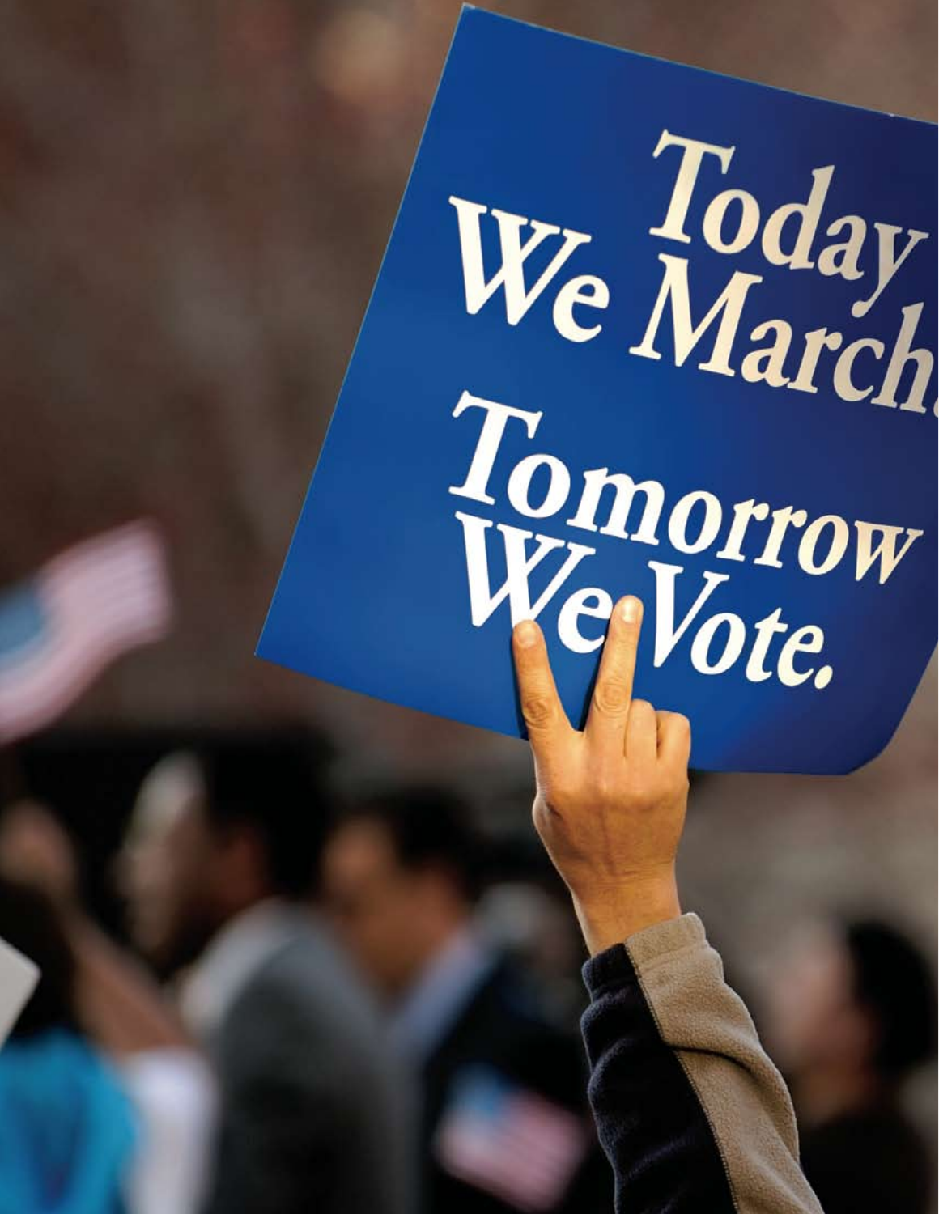Today We March.

Tomorrow We Vote.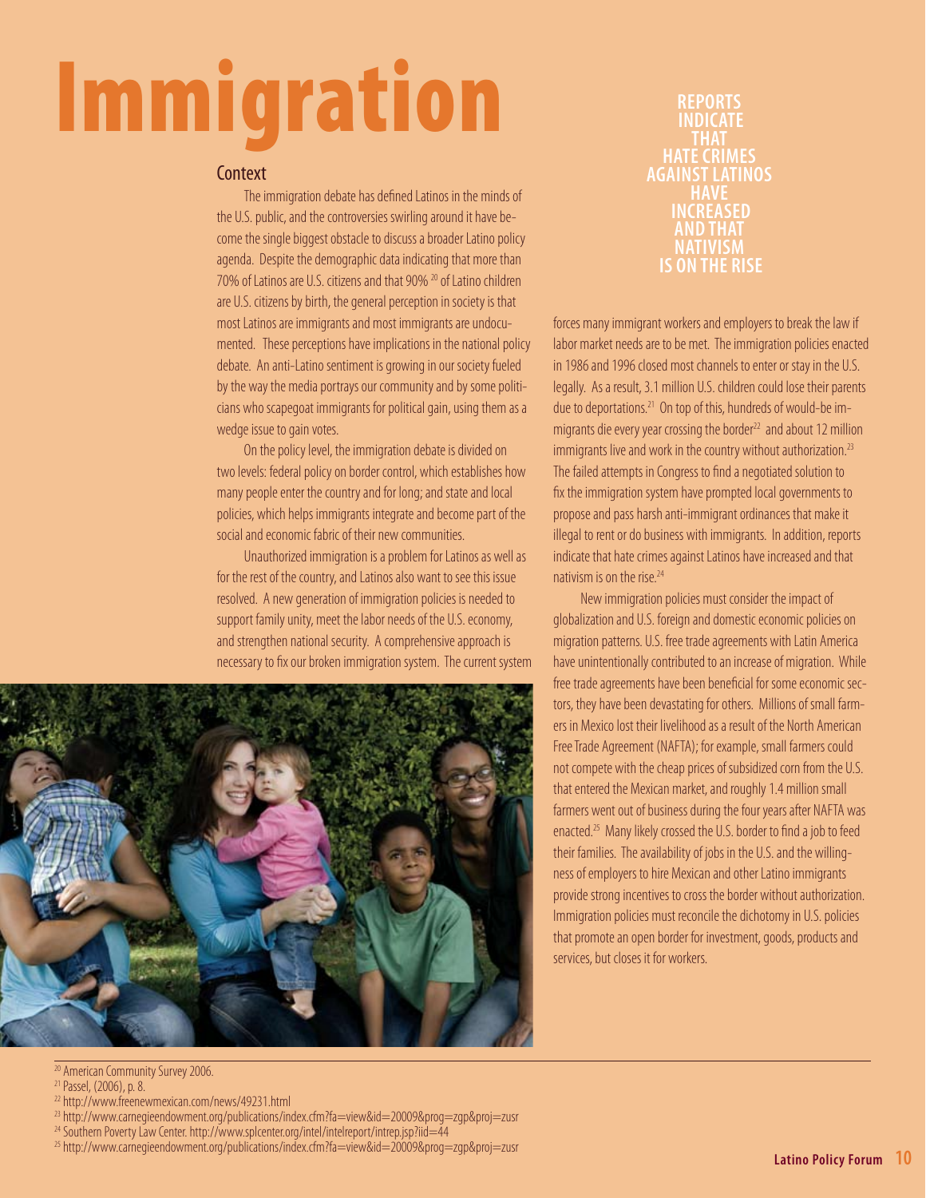# Immigration

## Context

The immigration debate has defined Latinos in the minds of the U.S. public, and the controversies swirling around it have become the single biggest obstacle to discuss a broader Latino policy agenda. Despite the demographic data indicating that more than 70% of Latinos are U.S. citizens and that 90% [20] of Latino children are U.S. citizens by birth, the general perception in society is that most Latinos are immigrants and most immigrants are undocumented. These perceptions have implications in the national policy debate. An anti-Latino sentiment is growing in our society fueled by the way the media portrays our community and by some politicians who scapegoat immigrants for political gain, using them as a wedge issue to gain votes.

On the policy level, the immigration debate is divided on two levels: federal policy on border control, which establishes how many people enter the country and for long; and state and local policies, which helps immigrants integrate and become part of the social and economic fabric of their new communities.

Unauthorized immigration is a problem for Latinos as well as for the rest of the country, and Latinos also want to see this issue resolved. A new generation of immigration policies is needed to support family unity, meet the labor needs of the U.S. economy, and strengthen national security. A comprehensive approach is necessary to fix our broken immigration system. The current system forces many immigrant workers and employers to break the law if labor market needs are to be met. The immigration policies enacted in 1986 and 1996 closed most channels to enter or stay in the U.S. legally. As a result, 3.1 million U.S. children could lose their parents due to deportations.[21] On top of this, hundreds of would-be immigrants die every year crossing the border[22] and about 12 million immigrants live and work in the country without authorization.[23] The failed attempts in Congress to find a negotiated solution to fix the immigration system have prompted local governments to propose and pass harsh anti-immigrant ordinances that make it illegal to rent or do business with immigrants. In addition, reports indicate that hate crimes against Latinos have increased and that nativism is on the rise.[24]

**REPORTS INDICATE THAT HATE CRIMES AGAINST LATINOS HAVE INCREASED AND THAT NATIVISM IS ON THE RISE**

New immigration policies must consider the impact of globalization and U.S. foreign and domestic economic policies on migration patterns. U.S. free trade agreements with Latin America have unintentionally contributed to an increase of migration. While free trade agreements have been beneficial for some economic sectors, they have been devastating for others. Millions of small farmers in Mexico lost their livelihood as a result of the North American Free Trade Agreement (NAFTA); for example, small farmers could not compete with the cheap prices of subsidized corn from the U.S. that entered the Mexican market, and roughly 1.4 million small farmers went out of business during the four years after NAFTA was enacted.[25] Many likely crossed the U.S. border to find a job to feed their families. The availability of jobs in the U.S. and the willingness of employers to hire Mexican and other Latino immigrants provide strong incentives to cross the border without authorization. Immigration policies must reconcile the dichotomy in U.S. policies that promote an open border for investment, goods, products and services, but closes it for workers.

---

[20] American Community Survey 2006.
[21] Passel, (2006), p. 8.
[22] http://www.freenewmexican.com/news/49231.html
[23] http://www.carnegieendowment.org/publications/index.cfm?fa=view&id=20009&prog=zgp&proj=zusr
[24] Southern Poverty Law Center. http://www.splcenter.org/intel/intelreport/intrep.jsp?iid=44
[25] http://www.carnegieendowment.org/publications/index.cfm?fa=view&id=20009&prog=zgp&proj=zusr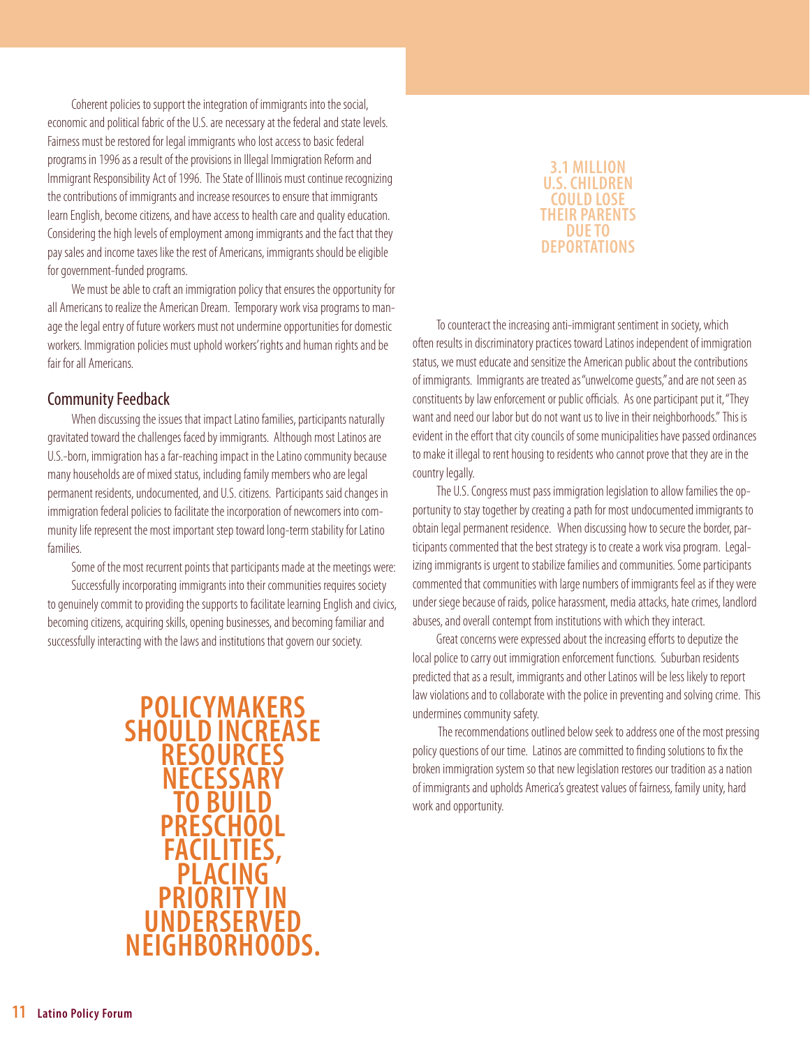Coherent policies to support the integration of immigrants into the social, economic and political fabric of the U.S. are necessary at the federal and state levels. Fairness must be restored for legal immigrants who lost access to basic federal programs in 1996 as a result of the provisions in Illegal Immigration Reform and Immigrant Responsibility Act of 1996. The State of Illinois must continue recognizing the contributions of immigrants and increase resources to ensure that immigrants learn English, become citizens, and have access to health care and quality education. Considering the high levels of employment among immigrants and the fact that they pay sales and income taxes like the rest of Americans, immigrants should be eligible for government-funded programs.

We must be able to craft an immigration policy that ensures the opportunity for all Americans to realize the American Dream. Temporary work visa programs to manage the legal entry of future workers must not undermine opportunities for domestic workers. Immigration policies must uphold workers' rights and human rights and be fair for all Americans.

## Community Feedback

When discussing the issues that impact Latino families, participants naturally gravitated toward the challenges faced by immigrants. Although most Latinos are U.S.-born, immigration has a far-reaching impact in the Latino community because many households are of mixed status, including family members who are legal permanent residents, undocumented, and U.S. citizens. Participants said changes in immigration federal policies to facilitate the incorporation of newcomers into community life represent the most important step toward long-term stability for Latino families.

Some of the most recurrent points that participants made at the meetings were:

Successfully incorporating immigrants into their communities requires society to genuinely commit to providing the supports to facilitate learning English and civics, becoming citizens, acquiring skills, opening businesses, and becoming familiar and successfully interacting with the laws and institutions that govern our society.

**POLICYMAKERS SHOULD INCREASE RESOURCES NECESSARY TO BUILD PRESCHOOL FACILITIES, PLACING PRIORITY IN UNDERSERVED NEIGHBORHOODS.**

**3.1 MILLION U.S. CHILDREN COULD LOSE THEIR PARENTS DUE TO DEPORTATIONS**

To counteract the increasing anti-immigrant sentiment in society, which often results in discriminatory practices toward Latinos independent of immigration status, we must educate and sensitize the American public about the contributions of immigrants. Immigrants are treated as "unwelcome guests," and are not seen as constituents by law enforcement or public officials. As one participant put it, "They want and need our labor but do not want us to live in their neighborhoods." This is evident in the effort that city councils of some municipalities have passed ordinances to make it illegal to rent housing to residents who cannot prove that they are in the country legally.

The U.S. Congress must pass immigration legislation to allow families the opportunity to stay together by creating a path for most undocumented immigrants to obtain legal permanent residence. When discussing how to secure the border, participants commented that the best strategy is to create a work visa program. Legalizing immigrants is urgent to stabilize families and communities. Some participants commented that communities with large numbers of immigrants feel as if they were under siege because of raids, police harassment, media attacks, hate crimes, landlord abuses, and overall contempt from institutions with which they interact.

Great concerns were expressed about the increasing efforts to deputize the local police to carry out immigration enforcement functions. Suburban residents predicted that as a result, immigrants and other Latinos will be less likely to report law violations and to collaborate with the police in preventing and solving crime. This undermines community safety.

The recommendations outlined below seek to address one of the most pressing policy questions of our time. Latinos are committed to finding solutions to fix the broken immigration system so that new legislation restores our tradition as a nation of immigrants and upholds America's greatest values of fairness, family unity, hard work and opportunity.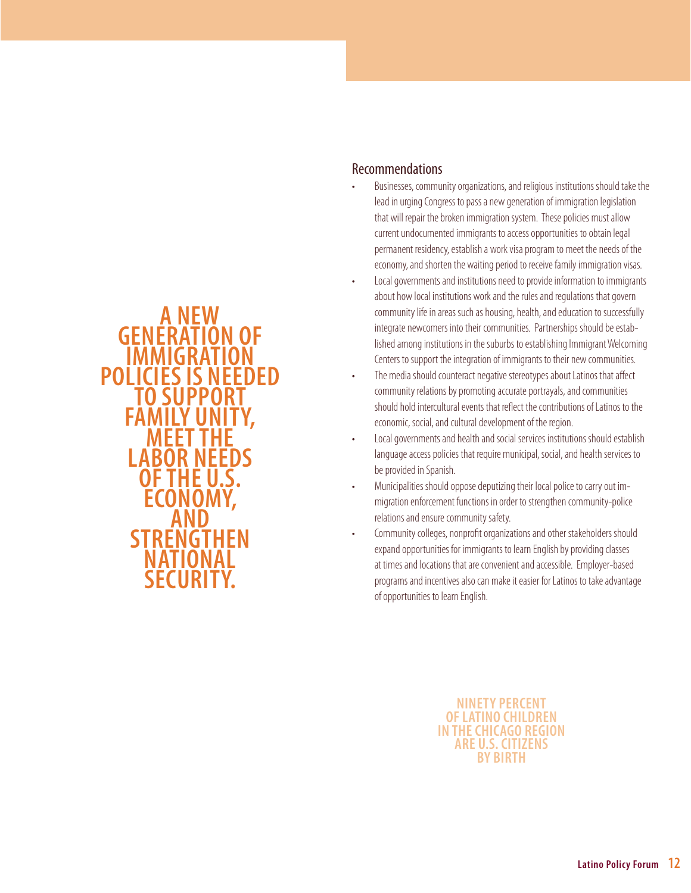**A NEW GENERATION OF IMMIGRATION POLICIES IS NEEDED TO SUPPORT FAMILY UNITY, MEET THE LABOR NEEDS OF THE U.S. ECONOMY, AND STRENGTHEN NATIONAL SECURITY.**

## Recommendations

- Businesses, community organizations, and religious institutions should take the lead in urging Congress to pass a new generation of immigration legislation that will repair the broken immigration system. These policies must allow current undocumented immigrants to access opportunities to obtain legal permanent residency, establish a work visa program to meet the needs of the economy, and shorten the waiting period to receive family immigration visas.
- Local governments and institutions need to provide information to immigrants about how local institutions work and the rules and regulations that govern community life in areas such as housing, health, and education to successfully integrate newcomers into their communities. Partnerships should be established among institutions in the suburbs to establishing Immigrant Welcoming Centers to support the integration of immigrants to their new communities.
- The media should counteract negative stereotypes about Latinos that affect community relations by promoting accurate portrayals, and communities should hold intercultural events that reflect the contributions of Latinos to the economic, social, and cultural development of the region.
- Local governments and health and social services institutions should establish language access policies that require municipal, social, and health services to be provided in Spanish.
- Municipalities should oppose deputizing their local police to carry out immigration enforcement functions in order to strengthen community-police relations and ensure community safety.
- Community colleges, nonprofit organizations and other stakeholders should expand opportunities for immigrants to learn English by providing classes at times and locations that are convenient and accessible. Employer-based programs and incentives also can make it easier for Latinos to take advantage of opportunities to learn English.

**NINETY PERCENT OF LATINO CHILDREN IN THE CHICAGO REGION ARE U.S. CITIZENS BY BIRTH**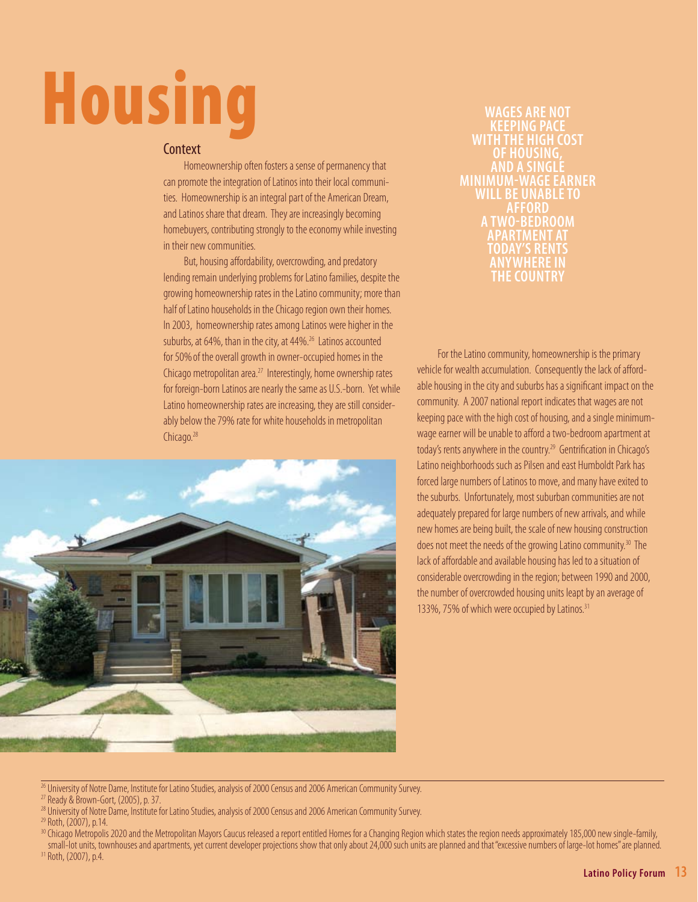# Housing

## Context

Homeownership often fosters a sense of permanency that can promote the integration of Latinos into their local communities. Homeownership is an integral part of the American Dream, and Latinos share that dream. They are increasingly becoming homebuyers, contributing strongly to the economy while investing in their new communities.

But, housing affordability, overcrowding, and predatory lending remain underlying problems for Latino families, despite the growing homeownership rates in the Latino community; more than half of Latino households in the Chicago region own their homes. In 2003, homeownership rates among Latinos were higher in the suburbs, at 64%, than in the city, at 44%.[26] Latinos accounted for 50% of the overall growth in owner-occupied homes in the Chicago metropolitan area.[27] Interestingly, home ownership rates for foreign-born Latinos are nearly the same as U.S.-born. Yet while Latino homeownership rates are increasing, they are still considerably below the 79% rate for white households in metropolitan Chicago.[28]

**WAGES ARE NOT KEEPING PACE WITH THE HIGH COST OF HOUSING, AND A SINGLE MINIMUM-WAGE EARNER WILL BE UNABLE TO AFFORD A TWO-BEDROOM APARTMENT AT TODAY'S RENTS ANYWHERE IN THE COUNTRY**

For the Latino community, homeownership is the primary vehicle for wealth accumulation. Consequently the lack of affordable housing in the city and suburbs has a significant impact on the community. A 2007 national report indicates that wages are not keeping pace with the high cost of housing, and a single minimum-wage earner will be unable to afford a two-bedroom apartment at today's rents anywhere in the country.[29] Gentrification in Chicago's Latino neighborhoods such as Pilsen and east Humboldt Park has forced large numbers of Latinos to move, and many have exited to the suburbs. Unfortunately, most suburban communities are not adequately prepared for large numbers of new arrivals, and while new homes are being built, the scale of new housing construction does not meet the needs of the growing Latino community.[30] The lack of affordable and available housing has led to a situation of considerable overcrowding in the region; between 1990 and 2000, the number of overcrowded housing units leapt by an average of 133%, 75% of which were occupied by Latinos.[31]

---

[26] University of Notre Dame, Institute for Latino Studies, analysis of 2000 Census and 2006 American Community Survey.

[27] Ready & Brown-Gort, (2005), p. 37.

[28] University of Notre Dame, Institute for Latino Studies, analysis of 2000 Census and 2006 American Community Survey.

[29] Roth, (2007), p.14.

[30] Chicago Metropolis 2020 and the Metropolitan Mayors Caucus released a report entitled Homes for a Changing Region which states the region needs approximately 185,000 new single-family, small-lot units, townhouses and apartments, yet current developer projections show that only about 24,000 such units are planned and that "excessive numbers of large-lot homes" are planned.

[31] Roth, (2007), p.4.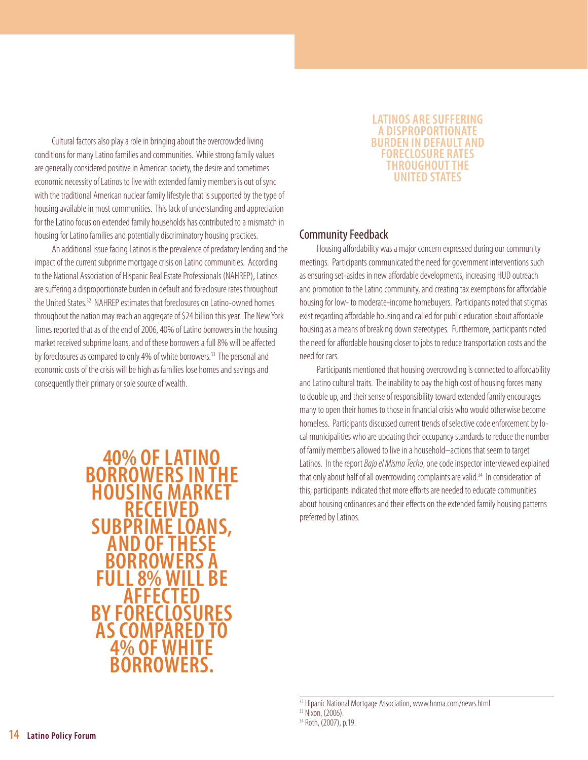Cultural factors also play a role in bringing about the overcrowded living conditions for many Latino families and communities. While strong family values are generally considered positive in American society, the desire and sometimes economic necessity of Latinos to live with extended family members is out of sync with the traditional American nuclear family lifestyle that is supported by the type of housing available in most communities. This lack of understanding and appreciation for the Latino focus on extended family households has contributed to a mismatch in housing for Latino families and potentially discriminatory housing practices.

An additional issue facing Latinos is the prevalence of predatory lending and the impact of the current subprime mortgage crisis on Latino communities. According to the National Association of Hispanic Real Estate Professionals (NAHREP), Latinos are suffering a disproportionate burden in default and foreclosure rates throughout the United States.[32] NAHREP estimates that foreclosures on Latino-owned homes throughout the nation may reach an aggregate of $24 billion this year. The New York Times reported that as of the end of 2006, 40% of Latino borrowers in the housing market received subprime loans, and of these borrowers a full 8% will be affected by foreclosures as compared to only 4% of white borrowers.[33] The personal and economic costs of the crisis will be high as families lose homes and savings and consequently their primary or sole source of wealth.

**40% OF LATINO BORROWERS IN THE HOUSING MARKET RECEIVED SUBPRIME LOANS, AND OF THESE BORROWERS A FULL 8% WILL BE AFFECTED BY FORECLOSURES AS COMPARED TO 4% OF WHITE BORROWERS.**

**LATINOS ARE SUFFERING A DISPROPORTIONATE BURDEN IN DEFAULT AND FORECLOSURE RATES THROUGHOUT THE UNITED STATES**

## Community Feedback

Housing affordability was a major concern expressed during our community meetings. Participants communicated the need for government interventions such as ensuring set-asides in new affordable developments, increasing HUD outreach and promotion to the Latino community, and creating tax exemptions for affordable housing for low- to moderate-income homebuyers. Participants noted that stigmas exist regarding affordable housing and called for public education about affordable housing as a means of breaking down stereotypes. Furthermore, participants noted the need for affordable housing closer to jobs to reduce transportation costs and the need for cars.

Participants mentioned that housing overcrowding is connected to affordability and Latino cultural traits. The inability to pay the high cost of housing forces many to double up, and their sense of responsibility toward extended family encourages many to open their homes to those in financial crisis who would otherwise become homeless. Participants discussed current trends of selective code enforcement by local municipalities who are updating their occupancy standards to reduce the number of family members allowed to live in a household—actions that seem to target Latinos. In the report *Bajo el Mismo Techo*, one code inspector interviewed explained that only about half of all overcrowding complaints are valid.[34] In consideration of this, participants indicated that more efforts are needed to educate communities about housing ordinances and their effects on the extended family housing patterns preferred by Latinos.

[32] Hipanic National Mortgage Association, www.hnma.com/news.html

[33] Nixon, (2006).

[34] Roth, (2007), p.19.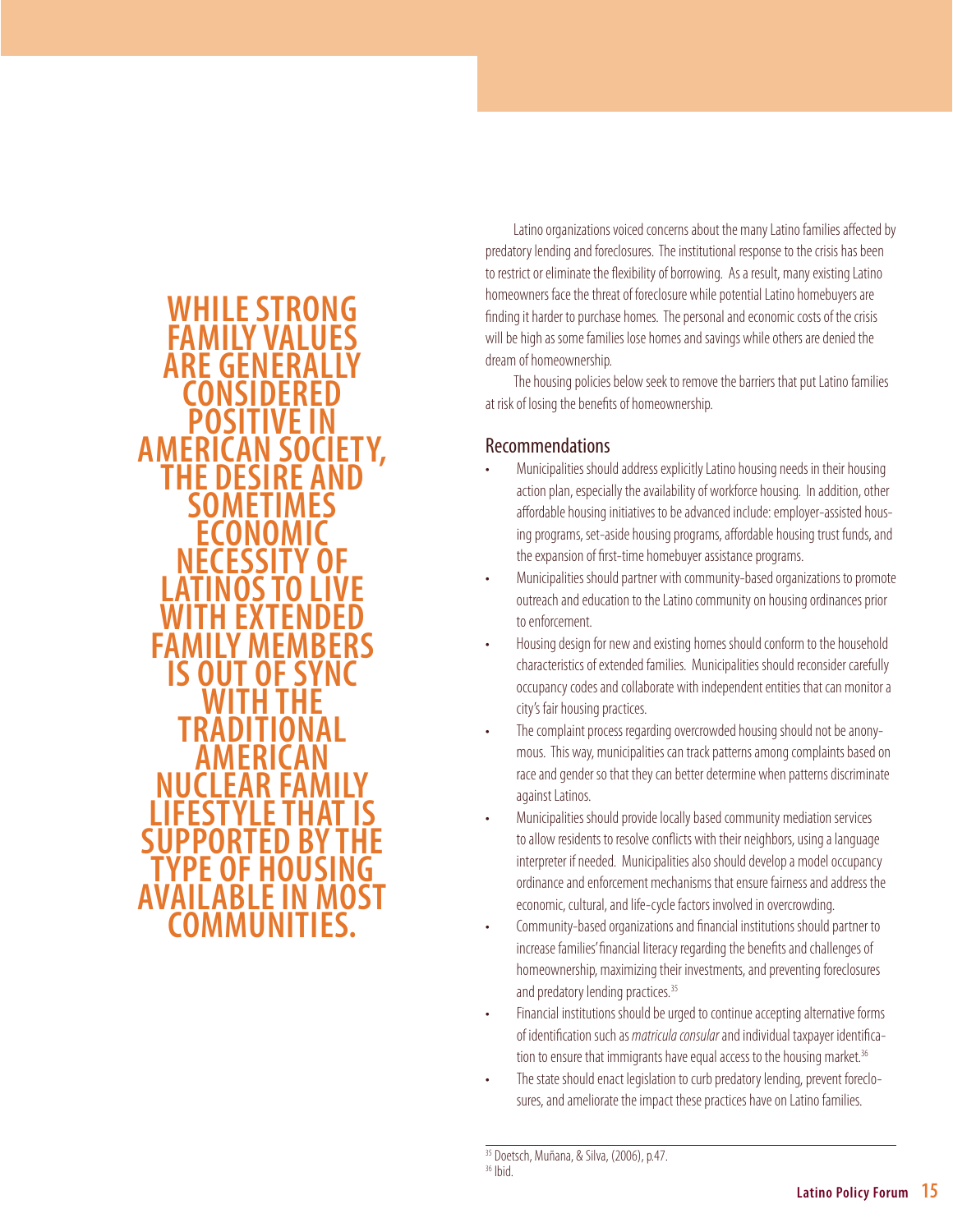**WHILE STRONG FAMILY VALUES ARE GENERALLY CONSIDERED POSITIVE IN AMERICAN SOCIETY, THE DESIRE AND SOMETIMES ECONOMIC NECESSITY OF LATINOS TO LIVE WITH EXTENDED FAMILY MEMBERS IS OUT OF SYNC WITH THE TRADITIONAL AMERICAN NUCLEAR FAMILY LIFESTYLE THAT IS SUPPORTED BY THE TYPE OF HOUSING AVAILABLE IN MOST COMMUNITIES.**

Latino organizations voiced concerns about the many Latino families affected by predatory lending and foreclosures. The institutional response to the crisis has been to restrict or eliminate the flexibility of borrowing. As a result, many existing Latino homeowners face the threat of foreclosure while potential Latino homebuyers are finding it harder to purchase homes. The personal and economic costs of the crisis will be high as some families lose homes and savings while others are denied the dream of homeownership.

The housing policies below seek to remove the barriers that put Latino families at risk of losing the benefits of homeownership.

## Recommendations

- Municipalities should address explicitly Latino housing needs in their housing action plan, especially the availability of workforce housing. In addition, other affordable housing initiatives to be advanced include: employer-assisted housing programs, set-aside housing programs, affordable housing trust funds, and the expansion of first-time homebuyer assistance programs.
- Municipalities should partner with community-based organizations to promote outreach and education to the Latino community on housing ordinances prior to enforcement.
- Housing design for new and existing homes should conform to the household characteristics of extended families. Municipalities should reconsider carefully occupancy codes and collaborate with independent entities that can monitor a city's fair housing practices.
- The complaint process regarding overcrowded housing should not be anonymous. This way, municipalities can track patterns among complaints based on race and gender so that they can better determine when patterns discriminate against Latinos.
- Municipalities should provide locally based community mediation services to allow residents to resolve conflicts with their neighbors, using a language interpreter if needed. Municipalities also should develop a model occupancy ordinance and enforcement mechanisms that ensure fairness and address the economic, cultural, and life-cycle factors involved in overcrowding.
- Community-based organizations and financial institutions should partner to increase families' financial literacy regarding the benefits and challenges of homeownership, maximizing their investments, and preventing foreclosures and predatory lending practices.[35]
- Financial institutions should be urged to continue accepting alternative forms of identification such as *matricula consular* and individual taxpayer identification to ensure that immigrants have equal access to the housing market.[36]
- The state should enact legislation to curb predatory lending, prevent foreclosures, and ameliorate the impact these practices have on Latino families.

[35] Doetsch, Muñana, & Silva, (2006), p.47.
[36] Ibid.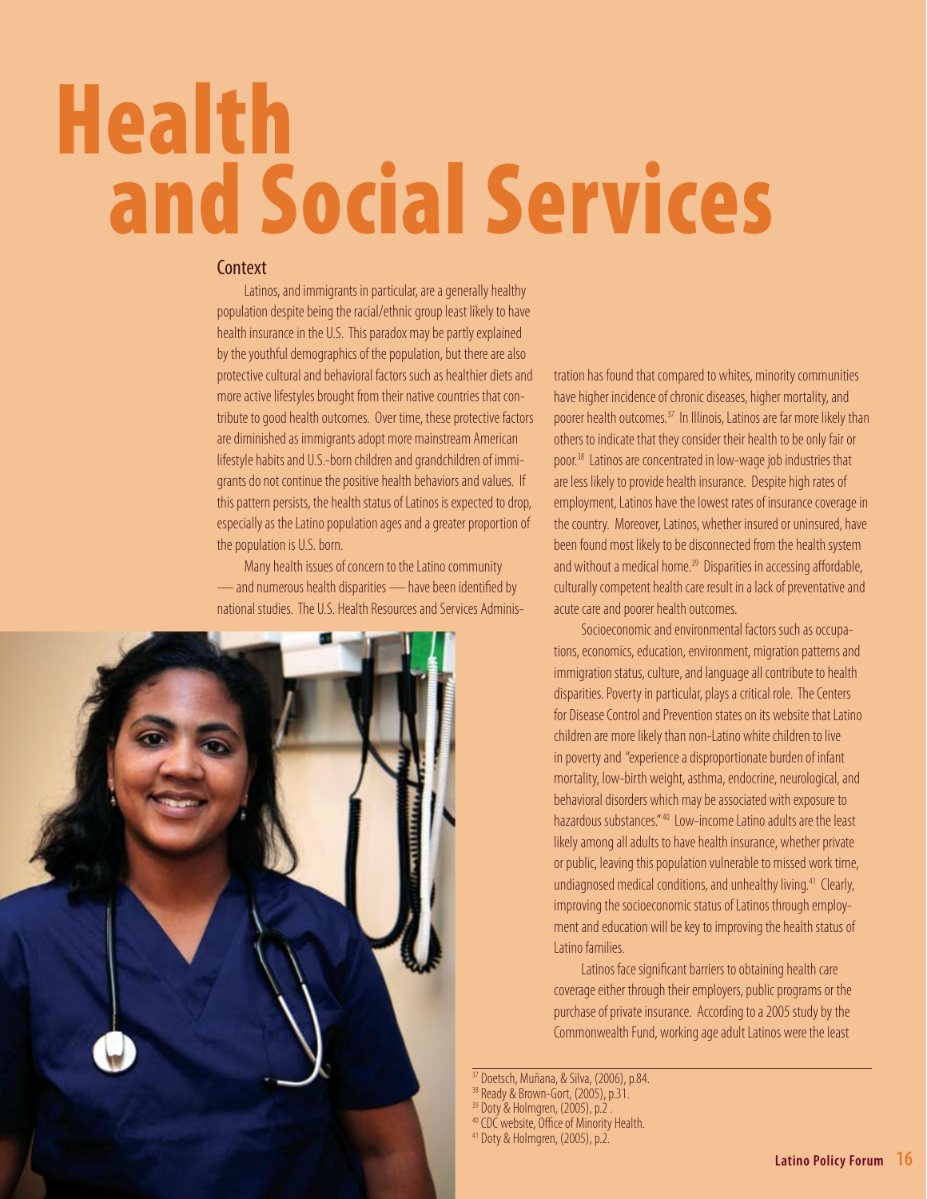# Health and Social Services

## Context

Latinos, and immigrants in particular, are a generally healthy population despite being the racial/ethnic group least likely to have health insurance in the U.S. This paradox may be partly explained by the youthful demographics of the population, but there are also protective cultural and behavioral factors such as healthier diets and more active lifestyles brought from their native countries that contribute to good health outcomes. Over time, these protective factors are diminished as immigrants adopt more mainstream American lifestyle habits and U.S.-born children and grandchildren of immigrants do not continue the positive health behaviors and values. If this pattern persists, the health status of Latinos is expected to drop, especially as the Latino population ages and a greater proportion of the population is U.S. born.

Many health issues of concern to the Latino community — and numerous health disparities — have been identified by national studies. The U.S. Health Resources and Services Administration has found that compared to whites, minority communities have higher incidence of chronic diseases, higher mortality, and poorer health outcomes.[37] In Illinois, Latinos are far more likely than others to indicate that they consider their health to be only fair or poor.[38] Latinos are concentrated in low-wage job industries that are less likely to provide health insurance. Despite high rates of employment, Latinos have the lowest rates of insurance coverage in the country. Moreover, Latinos, whether insured or uninsured, have been found most likely to be disconnected from the health system and without a medical home.[39] Disparities in accessing affordable, culturally competent health care result in a lack of preventative and acute care and poorer health outcomes.

Socioeconomic and environmental factors such as occupations, economics, education, environment, migration patterns and immigration status, culture, and language all contribute to health disparities. Poverty in particular, plays a critical role. The Centers for Disease Control and Prevention states on its website that Latino children are more likely than non-Latino white children to live in poverty and "experience a disproportionate burden of infant mortality, low-birth weight, asthma, endocrine, neurological, and behavioral disorders which may be associated with exposure to hazardous substances."[40] Low-income Latino adults are the least likely among all adults to have health insurance, whether private or public, leaving this population vulnerable to missed work time, undiagnosed medical conditions, and unhealthy living.[41] Clearly, improving the socioeconomic status of Latinos through employment and education will be key to improving the health status of Latino families.

Latinos face significant barriers to obtaining health care coverage either through their employers, public programs or the purchase of private insurance. According to a 2005 study by the Commonwealth Fund, working age adult Latinos were the least

---

[37] Doetsch, Muñana, & Silva, (2006), p.84.
[38] Ready & Brown-Gort, (2005), p.31.
[39] Doty & Holmgren, (2005), p.2 .
[40] CDC website, Office of Minority Health.
[41] Doty & Holmgren, (2005), p.2.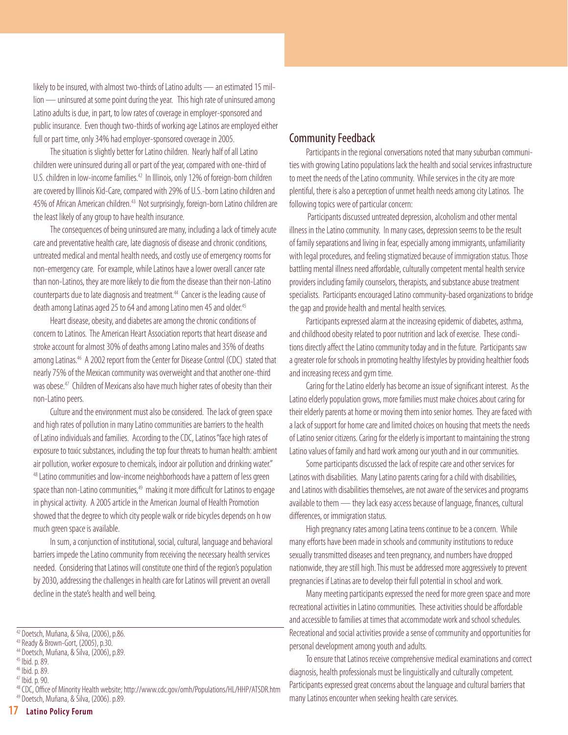likely to be insured, with almost two-thirds of Latino adults — an estimated 15 million — uninsured at some point during the year. This high rate of uninsured among Latino adults is due, in part, to low rates of coverage in employer-sponsored and public insurance. Even though two-thirds of working age Latinos are employed either full or part time, only 34% had employer-sponsored coverage in 2005.

The situation is slightly better for Latino children. Nearly half of all Latino children were uninsured during all or part of the year, compared with one-third of U.S. children in low-income families.[42] In Illinois, only 12% of foreign-born children are covered by Illinois Kid-Care, compared with 29% of U.S.-born Latino children and 45% of African American children.[43] Not surprisingly, foreign-born Latino children are the least likely of any group to have health insurance.

The consequences of being uninsured are many, including a lack of timely acute care and preventative health care, late diagnosis of disease and chronic conditions, untreated medical and mental health needs, and costly use of emergency rooms for non-emergency care. For example, while Latinos have a lower overall cancer rate than non-Latinos, they are more likely to die from the disease than their non-Latino counterparts due to late diagnosis and treatment.[44] Cancer is the leading cause of death among Latinas aged 25 to 64 and among Latino men 45 and older.[45]

Heart disease, obesity, and diabetes are among the chronic conditions of concern to Latinos. The American Heart Association reports that heart disease and stroke account for almost 30% of deaths among Latino males and 35% of deaths among Latinas.[46] A 2002 report from the Center for Disease Control (CDC) stated that nearly 75% of the Mexican community was overweight and that another one-third was obese.[47] Children of Mexicans also have much higher rates of obesity than their non-Latino peers.

Culture and the environment must also be considered. The lack of green space and high rates of pollution in many Latino communities are barriers to the health of Latino individuals and families. According to the CDC, Latinos "face high rates of exposure to toxic substances, including the top four threats to human health: ambient air pollution, worker exposure to chemicals, indoor air pollution and drinking water."[48] Latino communities and low-income neighborhoods have a pattern of less green space than non-Latino communities,[49] making it more difficult for Latinos to engage in physical activity. A 2005 article in the American Journal of Health Promotion showed that the degree to which city people walk or ride bicycles depends on h ow much green space is available.

In sum, a conjunction of institutional, social, cultural, language and behavioral barriers impede the Latino community from receiving the necessary health services needed. Considering that Latinos will constitute one third of the region's population by 2030, addressing the challenges in health care for Latinos will prevent an overall decline in the state's health and well being.

## Community Feedback

Participants in the regional conversations noted that many suburban communities with growing Latino populations lack the health and social services infrastructure to meet the needs of the Latino community. While services in the city are more plentiful, there is also a perception of unmet health needs among city Latinos. The following topics were of particular concern:

Participants discussed untreated depression, alcoholism and other mental illness in the Latino community. In many cases, depression seems to be the result of family separations and living in fear, especially among immigrants, unfamiliarity with legal procedures, and feeling stigmatized because of immigration status. Those battling mental illness need affordable, culturally competent mental health service providers including family counselors, therapists, and substance abuse treatment specialists. Participants encouraged Latino community-based organizations to bridge the gap and provide health and mental health services.

Participants expressed alarm at the increasing epidemic of diabetes, asthma, and childhood obesity related to poor nutrition and lack of exercise. These conditions directly affect the Latino community today and in the future. Participants saw a greater role for schools in promoting healthy lifestyles by providing healthier foods and increasing recess and gym time.

Caring for the Latino elderly has become an issue of significant interest. As the Latino elderly population grows, more families must make choices about caring for their elderly parents at home or moving them into senior homes. They are faced with a lack of support for home care and limited choices on housing that meets the needs of Latino senior citizens. Caring for the elderly is important to maintaining the strong Latino values of family and hard work among our youth and in our communities.

Some participants discussed the lack of respite care and other services for Latinos with disabilities. Many Latino parents caring for a child with disabilities, and Latinos with disabilities themselves, are not aware of the services and programs available to them — they lack easy access because of language, finances, cultural differences, or immigration status.

High pregnancy rates among Latina teens continue to be a concern. While many efforts have been made in schools and community institutions to reduce sexually transmitted diseases and teen pregnancy, and numbers have dropped nationwide, they are still high. This must be addressed more aggressively to prevent pregnancies if Latinas are to develop their full potential in school and work.

Many meeting participants expressed the need for more green space and more recreational activities in Latino communities. These activities should be affordable and accessible to families at times that accommodate work and school schedules. Recreational and social activities provide a sense of community and opportunities for personal development among youth and adults.

To ensure that Latinos receive comprehensive medical examinations and correct diagnosis, health professionals must be linguistically and culturally competent. Participants expressed great concerns about the language and cultural barriers that many Latinos encounter when seeking health care services.

---

[42] Doetsch, Muñana, & Silva, (2006), p.86.
[43] Ready & Brown-Gort, (2005), p.30.
[44] Doetsch, Muñana, & Silva, (2006), p.89.
[45] Ibid. p. 89.
[46] Ibid. p. 89.
[47] Ibid. p. 90.
[48] CDC, Office of Minority Health website; http://www.cdc.gov/omh/Populations/HL/HHP/ATSDR.htm
[49] Doetsch, Muñana, & Silva, (2006). p.89.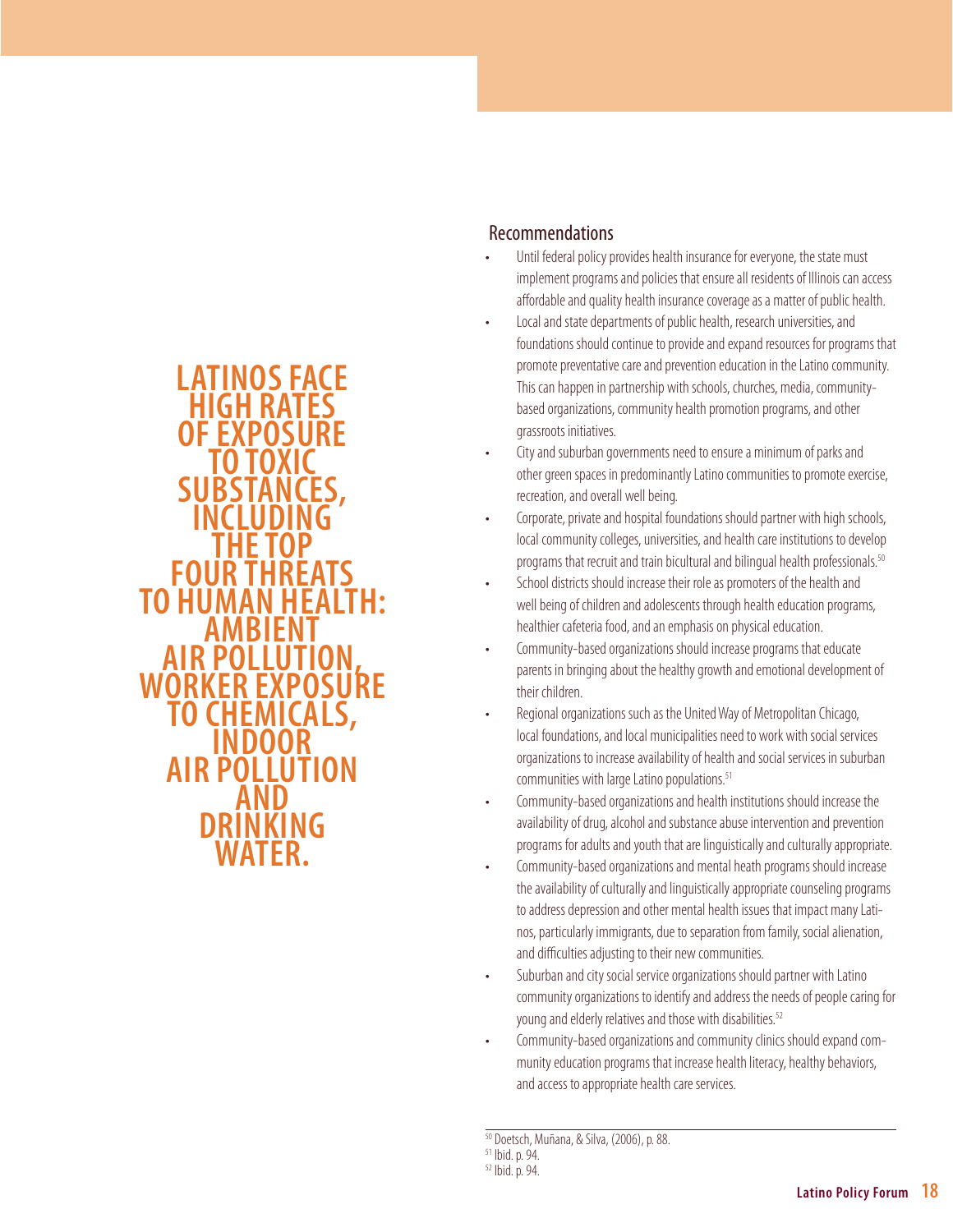**LATINOS FACE HIGH RATES OF EXPOSURE TO TOXIC SUBSTANCES, INCLUDING THE TOP FOUR THREATS TO HUMAN HEALTH: AMBIENT AIR POLLUTION, WORKER EXPOSURE TO CHEMICALS, INDOOR AIR POLLUTION AND DRINKING WATER.**

## Recommendations

- Until federal policy provides health insurance for everyone, the state must implement programs and policies that ensure all residents of Illinois can access affordable and quality health insurance coverage as a matter of public health.
- Local and state departments of public health, research universities, and foundations should continue to provide and expand resources for programs that promote preventative care and prevention education in the Latino community. This can happen in partnership with schools, churches, media, community-based organizations, community health promotion programs, and other grassroots initiatives.
- City and suburban governments need to ensure a minimum of parks and other green spaces in predominantly Latino communities to promote exercise, recreation, and overall well being.
- Corporate, private and hospital foundations should partner with high schools, local community colleges, universities, and health care institutions to develop programs that recruit and train bicultural and bilingual health professionals.[50]
- School districts should increase their role as promoters of the health and well being of children and adolescents through health education programs, healthier cafeteria food, and an emphasis on physical education.
- Community-based organizations should increase programs that educate parents in bringing about the healthy growth and emotional development of their children.
- Regional organizations such as the United Way of Metropolitan Chicago, local foundations, and local municipalities need to work with social services organizations to increase availability of health and social services in suburban communities with large Latino populations.[51]
- Community-based organizations and health institutions should increase the availability of drug, alcohol and substance abuse intervention and prevention programs for adults and youth that are linguistically and culturally appropriate.
- Community-based organizations and mental heath programs should increase the availability of culturally and linguistically appropriate counseling programs to address depression and other mental health issues that impact many Latinos, particularly immigrants, due to separation from family, social alienation, and difficulties adjusting to their new communities.
- Suburban and city social service organizations should partner with Latino community organizations to identify and address the needs of people caring for young and elderly relatives and those with disabilities.[52]
- Community-based organizations and community clinics should expand community education programs that increase health literacy, healthy behaviors, and access to appropriate health care services.

---

[50] Doetsch, Muñana, & Silva, (2006), p. 88.
[51] Ibid. p. 94.
[52] Ibid. p. 94.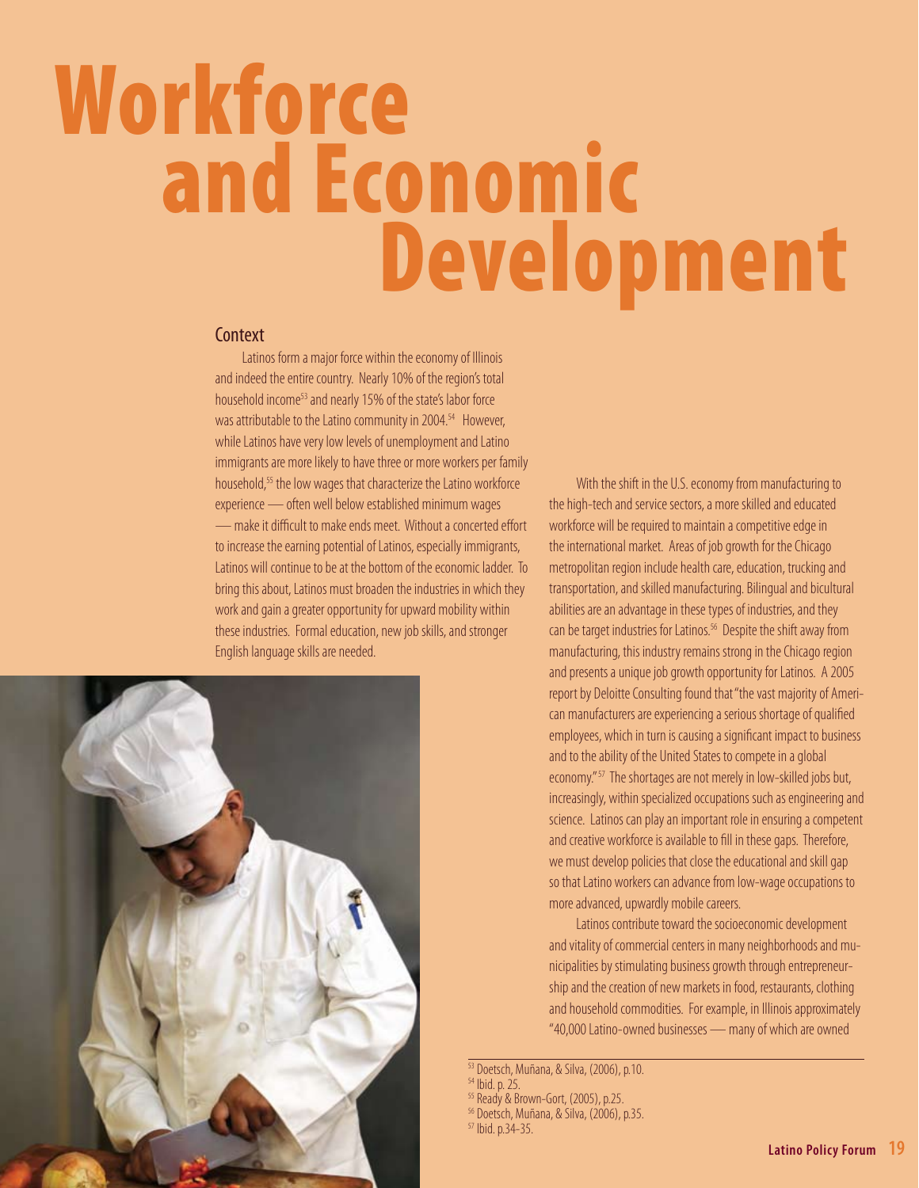# Workforce and Economic Development

## Context

Latinos form a major force within the economy of Illinois and indeed the entire country. Nearly 10% of the region's total household income[53] and nearly 15% of the state's labor force was attributable to the Latino community in 2004.[54] However, while Latinos have very low levels of unemployment and Latino immigrants are more likely to have three or more workers per family household,[55] the low wages that characterize the Latino workforce experience — often well below established minimum wages — make it difficult to make ends meet. Without a concerted effort to increase the earning potential of Latinos, especially immigrants, Latinos will continue to be at the bottom of the economic ladder. To bring this about, Latinos must broaden the industries in which they work and gain a greater opportunity for upward mobility within these industries. Formal education, new job skills, and stronger English language skills are needed.

With the shift in the U.S. economy from manufacturing to the high-tech and service sectors, a more skilled and educated workforce will be required to maintain a competitive edge in the international market. Areas of job growth for the Chicago metropolitan region include health care, education, trucking and transportation, and skilled manufacturing. Bilingual and bicultural abilities are an advantage in these types of industries, and they can be target industries for Latinos.[56] Despite the shift away from manufacturing, this industry remains strong in the Chicago region and presents a unique job growth opportunity for Latinos. A 2005 report by Deloitte Consulting found that "the vast majority of American manufacturers are experiencing a serious shortage of qualified employees, which in turn is causing a significant impact to business and to the ability of the United States to compete in a global economy."[57] The shortages are not merely in low-skilled jobs but, increasingly, within specialized occupations such as engineering and science. Latinos can play an important role in ensuring a competent and creative workforce is available to fill in these gaps. Therefore, we must develop policies that close the educational and skill gap so that Latino workers can advance from low-wage occupations to more advanced, upwardly mobile careers.

Latinos contribute toward the socioeconomic development and vitality of commercial centers in many neighborhoods and municipalities by stimulating business growth through entrepreneurship and the creation of new markets in food, restaurants, clothing and household commodities. For example, in Illinois approximately "40,000 Latino-owned businesses — many of which are owned

---

[53] Doetsch, Muñana, & Silva, (2006), p.10.
[54] Ibid. p. 25.
[55] Ready & Brown-Gort, (2005), p.25.
[56] Doetsch, Muñana, & Silva, (2006), p.35.
[57] Ibid. p.34-35.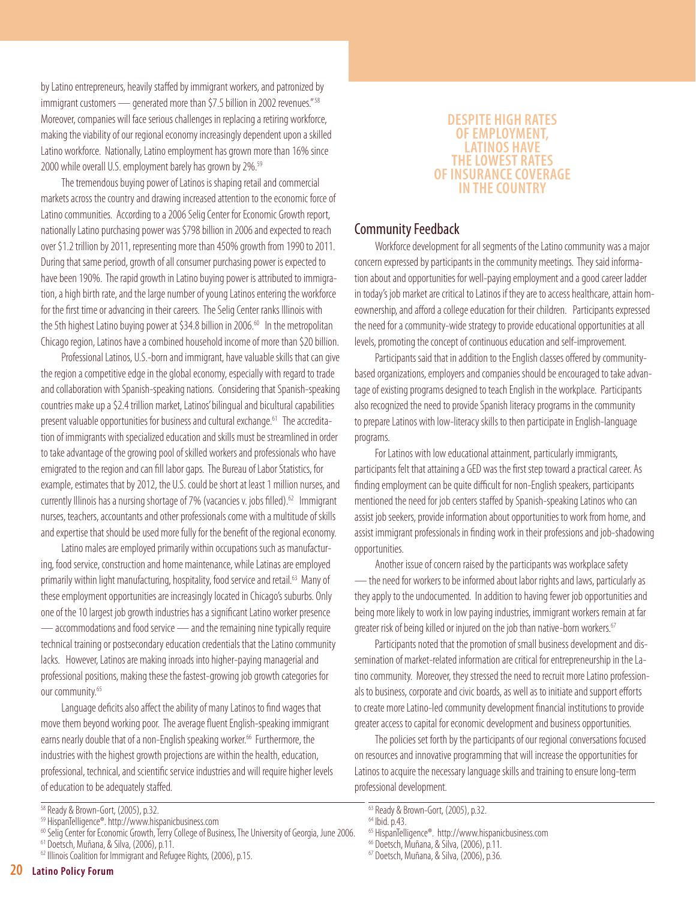by Latino entrepreneurs, heavily staffed by immigrant workers, and patronized by immigrant customers — generated more than $7.5 billion in 2002 revenues."[58] Moreover, companies will face serious challenges in replacing a retiring workforce, making the viability of our regional economy increasingly dependent upon a skilled Latino workforce. Nationally, Latino employment has grown more than 16% since 2000 while overall U.S. employment barely has grown by 2%.[59]

The tremendous buying power of Latinos is shaping retail and commercial markets across the country and drawing increased attention to the economic force of Latino communities. According to a 2006 Selig Center for Economic Growth report, nationally Latino purchasing power was $798 billion in 2006 and expected to reach over $1.2 trillion by 2011, representing more than 450% growth from 1990 to 2011. During that same period, growth of all consumer purchasing power is expected to have been 190%. The rapid growth in Latino buying power is attributed to immigration, a high birth rate, and the large number of young Latinos entering the workforce for the first time or advancing in their careers. The Selig Center ranks Illinois with the 5th highest Latino buying power at $34.8 billion in 2006.[60] In the metropolitan Chicago region, Latinos have a combined household income of more than $20 billion.

Professional Latinos, U.S.-born and immigrant, have valuable skills that can give the region a competitive edge in the global economy, especially with regard to trade and collaboration with Spanish-speaking nations. Considering that Spanish-speaking countries make up a $2.4 trillion market, Latinos' bilingual and bicultural capabilities present valuable opportunities for business and cultural exchange.[61] The accreditation of immigrants with specialized education and skills must be streamlined in order to take advantage of the growing pool of skilled workers and professionals who have emigrated to the region and can fill labor gaps. The Bureau of Labor Statistics, for example, estimates that by 2012, the U.S. could be short at least 1 million nurses, and currently Illinois has a nursing shortage of 7% (vacancies v. jobs filled).[62] Immigrant nurses, teachers, accountants and other professionals come with a multitude of skills and expertise that should be used more fully for the benefit of the regional economy.

Latino males are employed primarily within occupations such as manufacturing, food service, construction and home maintenance, while Latinas are employed primarily within light manufacturing, hospitality, food service and retail.[63] Many of these employment opportunities are increasingly located in Chicago's suburbs. Only one of the 10 largest job growth industries has a significant Latino worker presence — accommodations and food service — and the remaining nine typically require technical training or postsecondary education credentials that the Latino community lacks. However, Latinos are making inroads into higher-paying managerial and professional positions, making these the fastest-growing job growth categories for our community.[65]

Language deficits also affect the ability of many Latinos to find wages that move them beyond working poor. The average fluent English-speaking immigrant earns nearly double that of a non-English speaking worker.[66] Furthermore, the industries with the highest growth projections are within the health, education, professional, technical, and scientific service industries and will require higher levels of education to be adequately staffed.

**DESPITE HIGH RATES OF EMPLOYMENT, LATINOS HAVE THE LOWEST RATES OF INSURANCE COVERAGE IN THE COUNTRY**

## Community Feedback

Workforce development for all segments of the Latino community was a major concern expressed by participants in the community meetings. They said information about and opportunities for well-paying employment and a good career ladder in today's job market are critical to Latinos if they are to access healthcare, attain homeownership, and afford a college education for their children. Participants expressed the need for a community-wide strategy to provide educational opportunities at all levels, promoting the concept of continuous education and self-improvement.

Participants said that in addition to the English classes offered by community-based organizations, employers and companies should be encouraged to take advantage of existing programs designed to teach English in the workplace. Participants also recognized the need to provide Spanish literacy programs in the community to prepare Latinos with low-literacy skills to then participate in English-language programs.

For Latinos with low educational attainment, particularly immigrants, participants felt that attaining a GED was the first step toward a practical career. As finding employment can be quite difficult for non-English speakers, participants mentioned the need for job centers staffed by Spanish-speaking Latinos who can assist job seekers, provide information about opportunities to work from home, and assist immigrant professionals in finding work in their professions and job-shadowing opportunities.

Another issue of concern raised by the participants was workplace safety — the need for workers to be informed about labor rights and laws, particularly as they apply to the undocumented. In addition to having fewer job opportunities and being more likely to work in low paying industries, immigrant workers remain at far greater risk of being killed or injured on the job than native-born workers.[67]

Participants noted that the promotion of small business development and dissemination of market-related information are critical for entrepreneurship in the Latino community. Moreover, they stressed the need to recruit more Latino professionals to business, corporate and civic boards, as well as to initiate and support efforts to create more Latino-led community development financial institutions to provide greater access to capital for economic development and business opportunities.

The policies set forth by the participants of our regional conversations focused on resources and innovative programming that will increase the opportunities for Latinos to acquire the necessary language skills and training to ensure long-term professional development.

---

[58] Ready & Brown-Gort, (2005), p.32.
[59] HispanTelligence®. http://www.hispanicbusiness.com
[60] Selig Center for Economic Growth, Terry College of Business, The University of Georgia, June 2006.
[61] Doetsch, Muñana, & Silva, (2006), p.11.
[62] Illinois Coalition for Immigrant and Refugee Rights, (2006), p.15.
[63] Ready & Brown-Gort, (2005), p.32.
[64] Ibid. p.43.
[65] HispanTelligence®. http://www.hispanicbusiness.com
[66] Doetsch, Muñana, & Silva, (2006), p.11.
[67] Doetsch, Muñana, & Silva, (2006), p.36.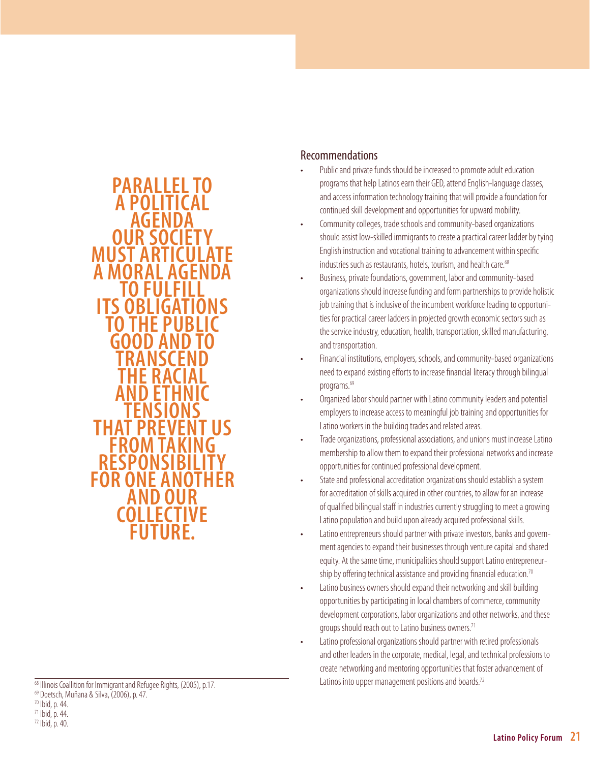**PARALLEL TO A POLITICAL AGENDA OUR SOCIETY MUST ARTICULATE A MORAL AGENDA TO FULFILL ITS OBLIGATIONS TO THE PUBLIC GOOD AND TO TRANSCEND THE RACIAL AND ETHNIC TENSIONS THAT PREVENT US FROM TAKING RESPONSIBILITY FOR ONE ANOTHER AND OUR COLLECTIVE FUTURE.**

## Recommendations

- Public and private funds should be increased to promote adult education programs that help Latinos earn their GED, attend English-language classes, and access information technology training that will provide a foundation for continued skill development and opportunities for upward mobility.
- Community colleges, trade schools and community-based organizations should assist low-skilled immigrants to create a practical career ladder by tying English instruction and vocational training to advancement within specific industries such as restaurants, hotels, tourism, and health care.[68]
- Business, private foundations, government, labor and community-based organizations should increase funding and form partnerships to provide holistic job training that is inclusive of the incumbent workforce leading to opportunities for practical career ladders in projected growth economic sectors such as the service industry, education, health, transportation, skilled manufacturing, and transportation.
- Financial institutions, employers, schools, and community-based organizations need to expand existing efforts to increase financial literacy through bilingual programs.[69]
- Organized labor should partner with Latino community leaders and potential employers to increase access to meaningful job training and opportunities for Latino workers in the building trades and related areas.
- Trade organizations, professional associations, and unions must increase Latino membership to allow them to expand their professional networks and increase opportunities for continued professional development.
- State and professional accreditation organizations should establish a system for accreditation of skills acquired in other countries, to allow for an increase of qualified bilingual staff in industries currently struggling to meet a growing Latino population and build upon already acquired professional skills.
- Latino entrepreneurs should partner with private investors, banks and government agencies to expand their businesses through venture capital and shared equity. At the same time, municipalities should support Latino entrepreneurship by offering technical assistance and providing financial education.[70]
- Latino business owners should expand their networking and skill building opportunities by participating in local chambers of commerce, community development corporations, labor organizations and other networks, and these groups should reach out to Latino business owners.[71]
- Latino professional organizations should partner with retired professionals and other leaders in the corporate, medical, legal, and technical professions to create networking and mentoring opportunities that foster advancement of Latinos into upper management positions and boards.[72]

---

[68] Illinois Coallition for Immigrant and Refugee Rights, (2005), p.17.
[69] Doetsch, Muñana & Silva, (2006), p. 47.
[70] Ibid, p. 44.
[71] Ibid, p. 44.
[72] Ibid, p. 40.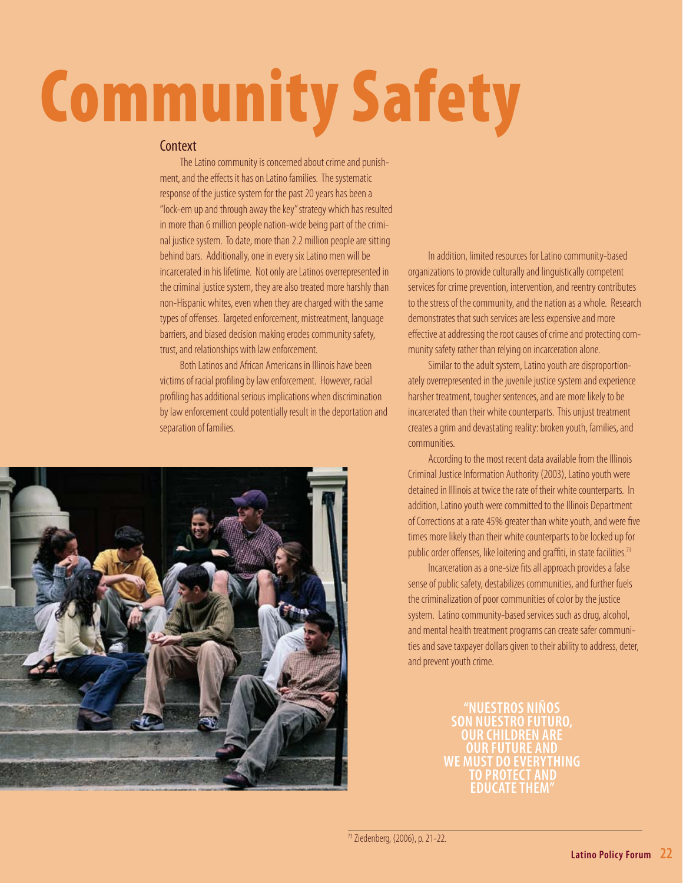# Community Safety

## Context

The Latino community is concerned about crime and punishment, and the effects it has on Latino families. The systematic response of the justice system for the past 20 years has been a "lock-em up and through away the key" strategy which has resulted in more than 6 million people nation-wide being part of the criminal justice system. To date, more than 2.2 million people are sitting behind bars. Additionally, one in every six Latino men will be incarcerated in his lifetime. Not only are Latinos overrepresented in the criminal justice system, they are also treated more harshly than non-Hispanic whites, even when they are charged with the same types of offenses. Targeted enforcement, mistreatment, language barriers, and biased decision making erodes community safety, trust, and relationships with law enforcement.

Both Latinos and African Americans in Illinois have been victims of racial profiling by law enforcement. However, racial profiling has additional serious implications when discrimination by law enforcement could potentially result in the deportation and separation of families.

In addition, limited resources for Latino community-based organizations to provide culturally and linguistically competent services for crime prevention, intervention, and reentry contributes to the stress of the community, and the nation as a whole. Research demonstrates that such services are less expensive and more effective at addressing the root causes of crime and protecting community safety rather than relying on incarceration alone.

Similar to the adult system, Latino youth are disproportionately overrepresented in the juvenile justice system and experience harsher treatment, tougher sentences, and are more likely to be incarcerated than their white counterparts. This unjust treatment creates a grim and devastating reality: broken youth, families, and communities.

According to the most recent data available from the Illinois Criminal Justice Information Authority (2003), Latino youth were detained in Illinois at twice the rate of their white counterparts. In addition, Latino youth were committed to the Illinois Department of Corrections at a rate 45% greater than white youth, and were five times more likely than their white counterparts to be locked up for public order offenses, like loitering and graffiti, in state facilities.[73]

Incarceration as a one-size fits all approach provides a false sense of public safety, destabilizes communities, and further fuels the criminalization of poor communities of color by the justice system. Latino community-based services such as drug, alcohol, and mental health treatment programs can create safer communities and save taxpayer dollars given to their ability to address, deter, and prevent youth crime.

**"NUESTROS NIÑOS SON NUESTRO FUTURO, OUR CHILDREN ARE OUR FUTURE AND WE MUST DO EVERYTHING TO PROTECT AND EDUCATE THEM"**

---

[73] Ziedenberg, (2006), p. 21-22.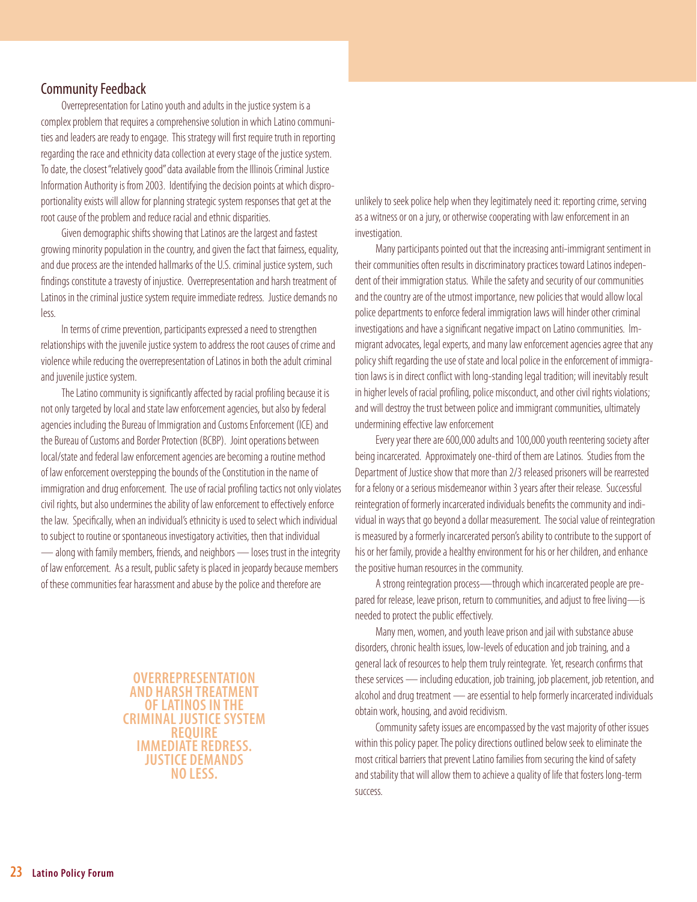## Community Feedback

Overrepresentation for Latino youth and adults in the justice system is a complex problem that requires a comprehensive solution in which Latino communities and leaders are ready to engage. This strategy will first require truth in reporting regarding the race and ethnicity data collection at every stage of the justice system. To date, the closest "relatively good" data available from the Illinois Criminal Justice Information Authority is from 2003. Identifying the decision points at which disproportionality exists will allow for planning strategic system responses that get at the root cause of the problem and reduce racial and ethnic disparities.

Given demographic shifts showing that Latinos are the largest and fastest growing minority population in the country, and given the fact that fairness, equality, and due process are the intended hallmarks of the U.S. criminal justice system, such findings constitute a travesty of injustice. Overrepresentation and harsh treatment of Latinos in the criminal justice system require immediate redress. Justice demands no less.

In terms of crime prevention, participants expressed a need to strengthen relationships with the juvenile justice system to address the root causes of crime and violence while reducing the overrepresentation of Latinos in both the adult criminal and juvenile justice system.

The Latino community is significantly affected by racial profiling because it is not only targeted by local and state law enforcement agencies, but also by federal agencies including the Bureau of Immigration and Customs Enforcement (ICE) and the Bureau of Customs and Border Protection (BCBP). Joint operations between local/state and federal law enforcement agencies are becoming a routine method of law enforcement overstepping the bounds of the Constitution in the name of immigration and drug enforcement. The use of racial profiling tactics not only violates civil rights, but also undermines the ability of law enforcement to effectively enforce the law. Specifically, when an individual's ethnicity is used to select which individual to subject to routine or spontaneous investigatory activities, then that individual — along with family members, friends, and neighbors — loses trust in the integrity of law enforcement. As a result, public safety is placed in jeopardy because members of these communities fear harassment and abuse by the police and therefore are unlikely to seek police help when they legitimately need it: reporting crime, serving as a witness or on a jury, or otherwise cooperating with law enforcement in an investigation.

**OVERREPRESENTATION AND HARSH TREATMENT OF LATINOS IN THE CRIMINAL JUSTICE SYSTEM REQUIRE IMMEDIATE REDRESS. JUSTICE DEMANDS NO LESS.**

Many participants pointed out that the increasing anti-immigrant sentiment in their communities often results in discriminatory practices toward Latinos independent of their immigration status. While the safety and security of our communities and the country are of the utmost importance, new policies that would allow local police departments to enforce federal immigration laws will hinder other criminal investigations and have a significant negative impact on Latino communities. Immigrant advocates, legal experts, and many law enforcement agencies agree that any policy shift regarding the use of state and local police in the enforcement of immigration laws is in direct conflict with long-standing legal tradition; will inevitably result in higher levels of racial profiling, police misconduct, and other civil rights violations; and will destroy the trust between police and immigrant communities, ultimately undermining effective law enforcement

Every year there are 600,000 adults and 100,000 youth reentering society after being incarcerated. Approximately one-third of them are Latinos. Studies from the Department of Justice show that more than 2/3 released prisoners will be rearrested for a felony or a serious misdemeanor within 3 years after their release. Successful reintegration of formerly incarcerated individuals benefits the community and individual in ways that go beyond a dollar measurement. The social value of reintegration is measured by a formerly incarcerated person's ability to contribute to the support of his or her family, provide a healthy environment for his or her children, and enhance the positive human resources in the community.

A strong reintegration process—through which incarcerated people are prepared for release, leave prison, return to communities, and adjust to free living—is needed to protect the public effectively.

Many men, women, and youth leave prison and jail with substance abuse disorders, chronic health issues, low-levels of education and job training, and a general lack of resources to help them truly reintegrate. Yet, research confirms that these services — including education, job training, job placement, job retention, and alcohol and drug treatment — are essential to help formerly incarcerated individuals obtain work, housing, and avoid recidivism.

Community safety issues are encompassed by the vast majority of other issues within this policy paper. The policy directions outlined below seek to eliminate the most critical barriers that prevent Latino families from securing the kind of safety and stability that will allow them to achieve a quality of life that fosters long-term success.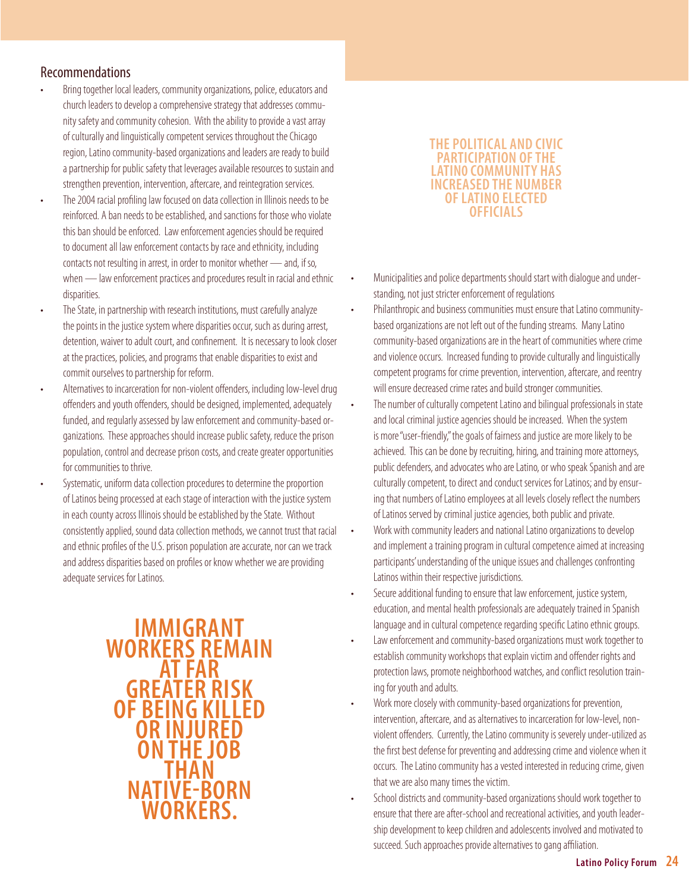## Recommendations

- Bring together local leaders, community organizations, police, educators and church leaders to develop a comprehensive strategy that addresses community safety and community cohesion. With the ability to provide a vast array of culturally and linguistically competent services throughout the Chicago region, Latino community-based organizations and leaders are ready to build a partnership for public safety that leverages available resources to sustain and strengthen prevention, intervention, aftercare, and reintegration services.
- The 2004 racial profiling law focused on data collection in Illinois needs to be reinforced. A ban needs to be established, and sanctions for those who violate this ban should be enforced. Law enforcement agencies should be required to document all law enforcement contacts by race and ethnicity, including contacts not resulting in arrest, in order to monitor whether — and, if so, when — law enforcement practices and procedures result in racial and ethnic disparities.
- The State, in partnership with research institutions, must carefully analyze the points in the justice system where disparities occur, such as during arrest, detention, waiver to adult court, and confinement. It is necessary to look closer at the practices, policies, and programs that enable disparities to exist and commit ourselves to partnership for reform.
- Alternatives to incarceration for non-violent offenders, including low-level drug offenders and youth offenders, should be designed, implemented, adequately funded, and regularly assessed by law enforcement and community-based organizations. These approaches should increase public safety, reduce the prison population, control and decrease prison costs, and create greater opportunities for communities to thrive.
- Systematic, uniform data collection procedures to determine the proportion of Latinos being processed at each stage of interaction with the justice system in each county across Illinois should be established by the State. Without consistently applied, sound data collection methods, we cannot trust that racial and ethnic profiles of the U.S. prison population are accurate, nor can we track and address disparities based on profiles or know whether we are providing adequate services for Latinos.

**IMMIGRANT WORKERS REMAIN AT FAR GREATER RISK OF BEING KILLED OR INJURED ON THE JOB THAN NATIVE-BORN WORKERS.**

**THE POLITICAL AND CIVIC PARTICIPATION OF THE LATINO COMMUNITY HAS INCREASED THE NUMBER OF LATINO ELECTED OFFICIALS**

- Municipalities and police departments should start with dialogue and understanding, not just stricter enforcement of regulations
- Philanthropic and business communities must ensure that Latino community-based organizations are not left out of the funding streams. Many Latino community-based organizations are in the heart of communities where crime and violence occurs. Increased funding to provide culturally and linguistically competent programs for crime prevention, intervention, aftercare, and reentry will ensure decreased crime rates and build stronger communities.
- The number of culturally competent Latino and bilingual professionals in state and local criminal justice agencies should be increased. When the system is more "user-friendly," the goals of fairness and justice are more likely to be achieved. This can be done by recruiting, hiring, and training more attorneys, public defenders, and advocates who are Latino, or who speak Spanish and are culturally competent, to direct and conduct services for Latinos; and by ensuring that numbers of Latino employees at all levels closely reflect the numbers of Latinos served by criminal justice agencies, both public and private.
- Work with community leaders and national Latino organizations to develop and implement a training program in cultural competence aimed at increasing participants' understanding of the unique issues and challenges confronting Latinos within their respective jurisdictions.
- Secure additional funding to ensure that law enforcement, justice system, education, and mental health professionals are adequately trained in Spanish language and in cultural competence regarding specific Latino ethnic groups.
- Law enforcement and community-based organizations must work together to establish community workshops that explain victim and offender rights and protection laws, promote neighborhood watches, and conflict resolution training for youth and adults.
- Work more closely with community-based organizations for prevention, intervention, aftercare, and as alternatives to incarceration for low-level, non-violent offenders. Currently, the Latino community is severely under-utilized as the first best defense for preventing and addressing crime and violence when it occurs. The Latino community has a vested interested in reducing crime, given that we are also many times the victim.
- School districts and community-based organizations should work together to ensure that there are after-school and recreational activities, and youth leadership development to keep children and adolescents involved and motivated to succeed. Such approaches provide alternatives to gang affiliation.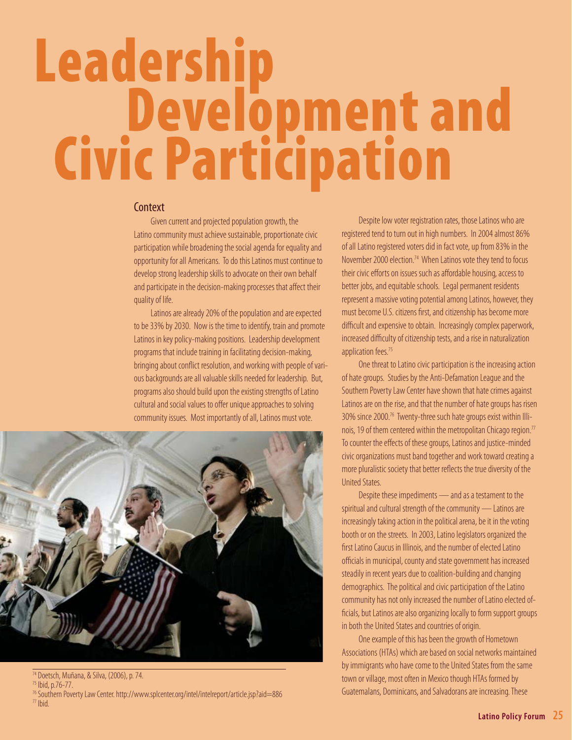# Leadership Development and Civic Participation

## Context

Given current and projected population growth, the Latino community must achieve sustainable, proportionate civic participation while broadening the social agenda for equality and opportunity for all Americans. To do this Latinos must continue to develop strong leadership skills to advocate on their own behalf and participate in the decision-making processes that affect their quality of life.

Latinos are already 20% of the population and are expected to be 33% by 2030. Now is the time to identify, train and promote Latinos in key policy-making positions. Leadership development programs that include training in facilitating decision-making, bringing about conflict resolution, and working with people of various backgrounds are all valuable skills needed for leadership. But, programs also should build upon the existing strengths of Latino cultural and social values to offer unique approaches to solving community issues. Most importantly of all, Latinos must vote.

Despite low voter registration rates, those Latinos who are registered tend to turn out in high numbers. In 2004 almost 86% of all Latino registered voters did in fact vote, up from 83% in the November 2000 election.[74] When Latinos vote they tend to focus their civic efforts on issues such as affordable housing, access to better jobs, and equitable schools. Legal permanent residents represent a massive voting potential among Latinos, however, they must become U.S. citizens first, and citizenship has become more difficult and expensive to obtain. Increasingly complex paperwork, increased difficulty of citizenship tests, and a rise in naturalization application fees.[75]

One threat to Latino civic participation is the increasing action of hate groups. Studies by the Anti-Defamation League and the Southern Poverty Law Center have shown that hate crimes against Latinos are on the rise, and that the number of hate groups has risen 30% since 2000.[76] Twenty-three such hate groups exist within Illinois, 19 of them centered within the metropolitan Chicago region.[77] To counter the effects of these groups, Latinos and justice-minded civic organizations must band together and work toward creating a more pluralistic society that better reflects the true diversity of the United States.

Despite these impediments — and as a testament to the spiritual and cultural strength of the community — Latinos are increasingly taking action in the political arena, be it in the voting booth or on the streets. In 2003, Latino legislators organized the first Latino Caucus in Illinois, and the number of elected Latino officials in municipal, county and state government has increased steadily in recent years due to coalition-building and changing demographics. The political and civic participation of the Latino community has not only increased the number of Latino elected officials, but Latinos are also organizing locally to form support groups in both the United States and countries of origin.

One example of this has been the growth of Hometown Associations (HTAs) which are based on social networks maintained by immigrants who have come to the United States from the same town or village, most often in Mexico though HTAs formed by Guatemalans, Dominicans, and Salvadorans are increasing. These

---

[74] Doetsch, Muñana, & Silva, (2006), p. 74.

[75] Ibid, p.76-77.

[76] Southern Poverty Law Center. http://www.splcenter.org/intel/intelreport/article.jsp?aid=886

[77] Ibid.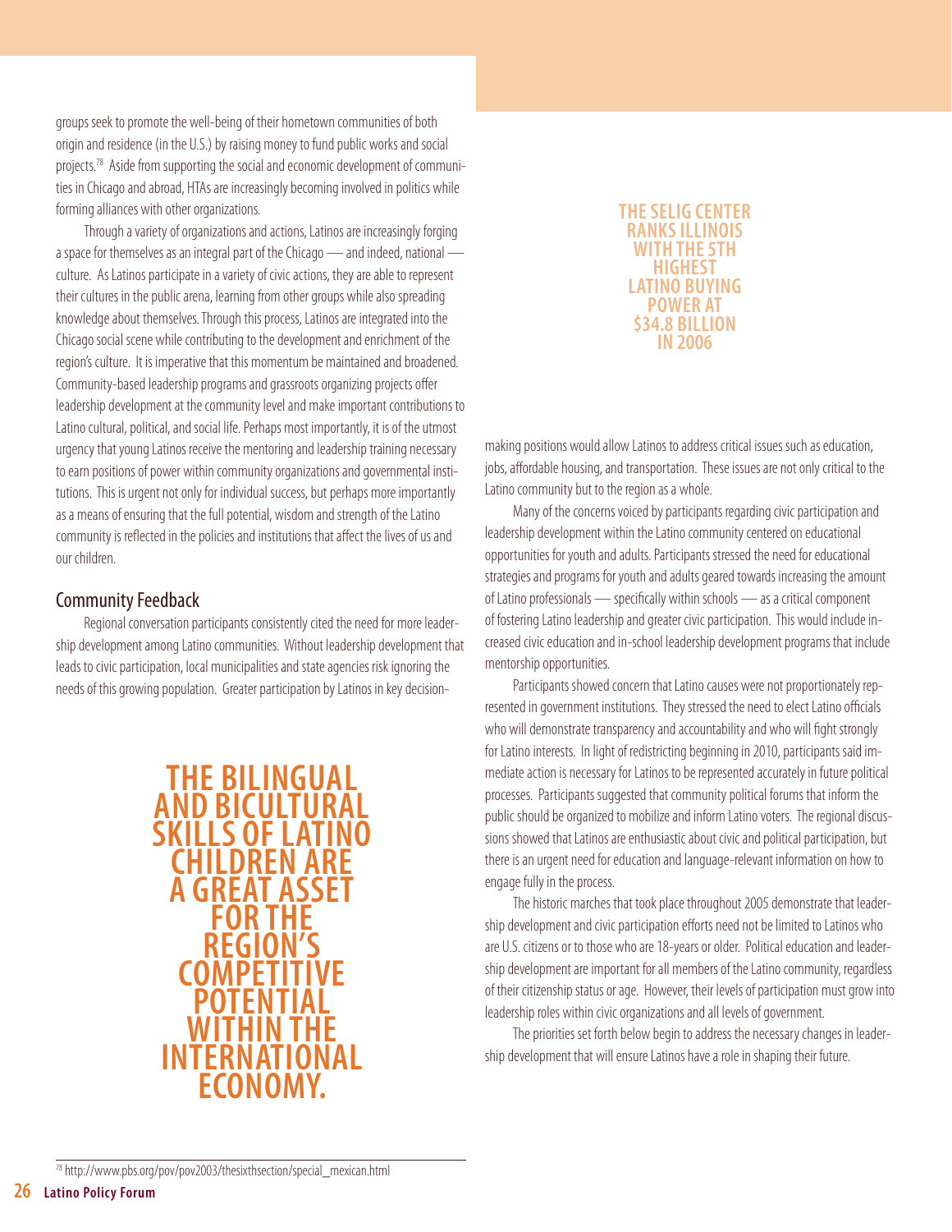groups seek to promote the well-being of their hometown communities of both origin and residence (in the U.S.) by raising money to fund public works and social projects.[78] Aside from supporting the social and economic development of communities in Chicago and abroad, HTAs are increasingly becoming involved in politics while forming alliances with other organizations.

Through a variety of organizations and actions, Latinos are increasingly forging a space for themselves as an integral part of the Chicago — and indeed, national — culture. As Latinos participate in a variety of civic actions, they are able to represent their cultures in the public arena, learning from other groups while also spreading knowledge about themselves. Through this process, Latinos are integrated into the Chicago social scene while contributing to the development and enrichment of the region's culture. It is imperative that this momentum be maintained and broadened. Community-based leadership programs and grassroots organizing projects offer leadership development at the community level and make important contributions to Latino cultural, political, and social life. Perhaps most importantly, it is of the utmost urgency that young Latinos receive the mentoring and leadership training necessary to earn positions of power within community organizations and governmental institutions. This is urgent not only for individual success, but perhaps more importantly as a means of ensuring that the full potential, wisdom and strength of the Latino community is reflected in the policies and institutions that affect the lives of us and our children.

## Community Feedback

Regional conversation participants consistently cited the need for more leadership development among Latino communities. Without leadership development that leads to civic participation, local municipalities and state agencies risk ignoring the needs of this growing population. Greater participation by Latinos in key decision-making positions would allow Latinos to address critical issues such as education, jobs, affordable housing, and transportation. These issues are not only critical to the Latino community but to the region as a whole.

**THE BILINGUAL AND BICULTURAL SKILLS OF LATINO CHILDREN ARE A GREAT ASSET FOR THE REGION'S COMPETITIVE POTENTIAL WITHIN THE INTERNATIONAL ECONOMY.**

**THE SELIG CENTER RANKS ILLINOIS WITH THE 5TH HIGHEST LATINO BUYING POWER AT $34.8 BILLION IN 2006**

Many of the concerns voiced by participants regarding civic participation and leadership development within the Latino community centered on educational opportunities for youth and adults. Participants stressed the need for educational strategies and programs for youth and adults geared towards increasing the amount of Latino professionals — specifically within schools — as a critical component of fostering Latino leadership and greater civic participation. This would include increased civic education and in-school leadership development programs that include mentorship opportunities.

Participants showed concern that Latino causes were not proportionately represented in government institutions. They stressed the need to elect Latino officials who will demonstrate transparency and accountability and who will fight strongly for Latino interests. In light of redistricting beginning in 2010, participants said immediate action is necessary for Latinos to be represented accurately in future political processes. Participants suggested that community political forums that inform the public should be organized to mobilize and inform Latino voters. The regional discussions showed that Latinos are enthusiastic about civic and political participation, but there is an urgent need for education and language-relevant information on how to engage fully in the process.

The historic marches that took place throughout 2005 demonstrate that leadership development and civic participation efforts need not be limited to Latinos who are U.S. citizens or to those who are 18-years or older. Political education and leadership development are important for all members of the Latino community, regardless of their citizenship status or age. However, their levels of participation must grow into leadership roles within civic organizations and all levels of government.

The priorities set forth below begin to address the necessary changes in leadership development that will ensure Latinos have a role in shaping their future.

[78] http://www.pbs.org/pov/pov2003/thesixthsection/special_mexican.html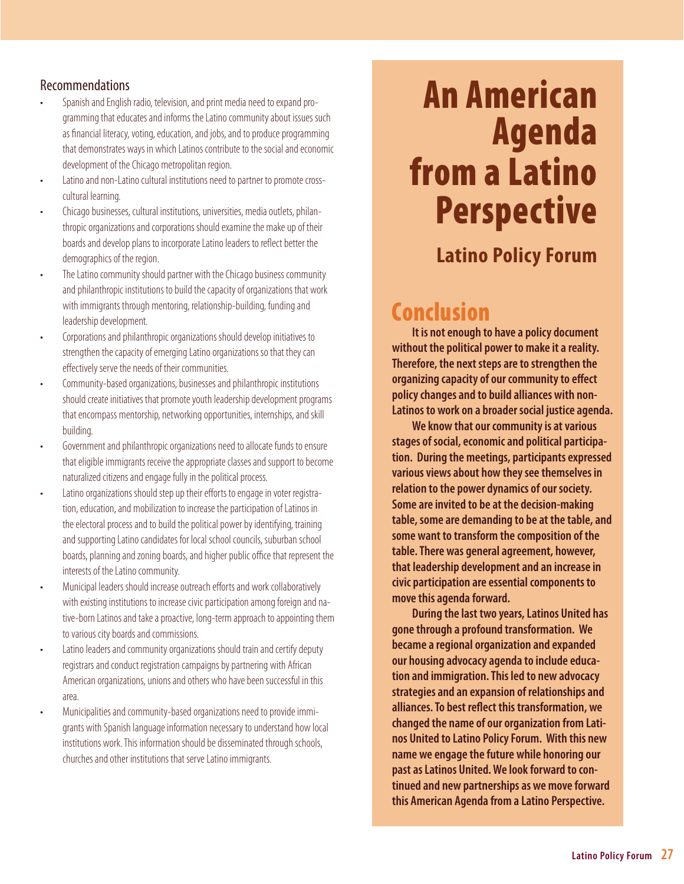### Recommendations

- Spanish and English radio, television, and print media need to expand programming that educates and informs the Latino community about issues such as financial literacy, voting, education, and jobs, and to produce programming that demonstrates ways in which Latinos contribute to the social and economic development of the Chicago metropolitan region.
- Latino and non-Latino cultural institutions need to partner to promote cross-cultural learning.
- Chicago businesses, cultural institutions, universities, media outlets, philanthropic organizations and corporations should examine the make up of their boards and develop plans to incorporate Latino leaders to reflect better the demographics of the region.
- The Latino community should partner with the Chicago business community and philanthropic institutions to build the capacity of organizations that work with immigrants through mentoring, relationship-building, funding and leadership development.
- Corporations and philanthropic organizations should develop initiatives to strengthen the capacity of emerging Latino organizations so that they can effectively serve the needs of their communities.
- Community-based organizations, businesses and philanthropic institutions should create initiatives that promote youth leadership development programs that encompass mentorship, networking opportunities, internships, and skill building.
- Government and philanthropic organizations need to allocate funds to ensure that eligible immigrants receive the appropriate classes and support to become naturalized citizens and engage fully in the political process.
- Latino organizations should step up their efforts to engage in voter registration, education, and mobilization to increase the participation of Latinos in the electoral process and to build the political power by identifying, training and supporting Latino candidates for local school councils, suburban school boards, planning and zoning boards, and higher public office that represent the interests of the Latino community.
- Municipal leaders should increase outreach efforts and work collaboratively with existing institutions to increase civic participation among foreign and native-born Latinos and take a proactive, long-term approach to appointing them to various city boards and commissions.
- Latino leaders and community organizations should train and certify deputy registrars and conduct registration campaigns by partnering with African American organizations, unions and others who have been successful in this area.
- Municipalities and community-based organizations need to provide immigrants with Spanish language information necessary to understand how local institutions work. This information should be disseminated through schools, churches and other institutions that serve Latino immigrants.

# An American Agenda from a Latino Perspective

## Latino Policy Forum

## Conclusion

**It is not enough to have a policy document without the political power to make it a reality. Therefore, the next steps are to strengthen the organizing capacity of our community to effect policy changes and to build alliances with non-Latinos to work on a broader social justice agenda.**

**We know that our community is at various stages of social, economic and political participation. During the meetings, participants expressed various views about how they see themselves in relation to the power dynamics of our society. Some are invited to be at the decision-making table, some are demanding to be at the table, and some want to transform the composition of the table. There was general agreement, however, that leadership development and an increase in civic participation are essential components to move this agenda forward.**

**During the last two years, Latinos United has gone through a profound transformation. We became a regional organization and expanded our housing advocacy agenda to include education and immigration. This led to new advocacy strategies and an expansion of relationships and alliances. To best reflect this transformation, we changed the name of our organization from Latinos United to Latino Policy Forum. With this new name we engage the future while honoring our past as Latinos United. We look forward to continued and new partnerships as we move forward this American Agenda from a Latino Perspective.**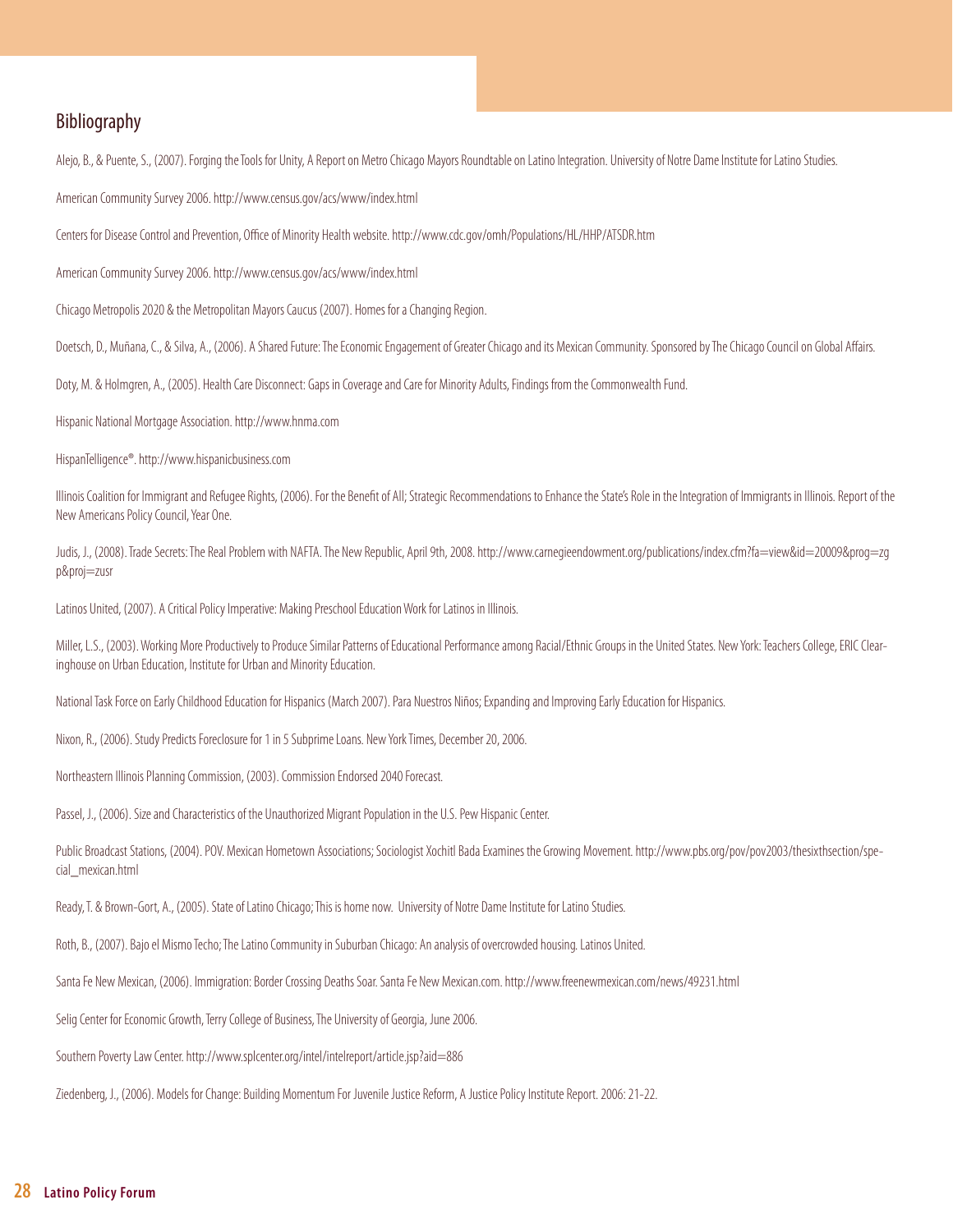## Bibliography

Alejo, B., & Puente, S., (2007). Forging the Tools for Unity, A Report on Metro Chicago Mayors Roundtable on Latino Integration. University of Notre Dame Institute for Latino Studies.

American Community Survey 2006. http://www.census.gov/acs/www/index.html

Centers for Disease Control and Prevention, Office of Minority Health website. http://www.cdc.gov/omh/Populations/HL/HHP/ATSDR.htm

American Community Survey 2006. http://www.census.gov/acs/www/index.html

Chicago Metropolis 2020 & the Metropolitan Mayors Caucus (2007). Homes for a Changing Region.

Doetsch, D., Muñana, C., & Silva, A., (2006). A Shared Future: The Economic Engagement of Greater Chicago and its Mexican Community. Sponsored by The Chicago Council on Global Affairs.

Doty, M. & Holmgren, A., (2005). Health Care Disconnect: Gaps in Coverage and Care for Minority Adults, Findings from the Commonwealth Fund.

Hispanic National Mortgage Association. http://www.hnma.com

HispanTelligence®. http://www.hispanicbusiness.com

Illinois Coalition for Immigrant and Refugee Rights, (2006). For the Benefit of All; Strategic Recommendations to Enhance the State's Role in the Integration of Immigrants in Illinois. Report of the New Americans Policy Council, Year One.

Judis, J., (2008). Trade Secrets: The Real Problem with NAFTA. The New Republic, April 9th, 2008. http://www.carnegieendowment.org/publications/index.cfm?fa=view&id=20009&prog=zgp&proj=zusr

Latinos United, (2007). A Critical Policy Imperative: Making Preschool Education Work for Latinos in Illinois.

Miller, L.S., (2003). Working More Productively to Produce Similar Patterns of Educational Performance among Racial/Ethnic Groups in the United States. New York: Teachers College, ERIC Clearinghouse on Urban Education, Institute for Urban and Minority Education.

National Task Force on Early Childhood Education for Hispanics (March 2007). Para Nuestros Niños; Expanding and Improving Early Education for Hispanics.

Nixon, R., (2006). Study Predicts Foreclosure for 1 in 5 Subprime Loans. New York Times, December 20, 2006.

Northeastern Illinois Planning Commission, (2003). Commission Endorsed 2040 Forecast.

Passel, J., (2006). Size and Characteristics of the Unauthorized Migrant Population in the U.S. Pew Hispanic Center.

Public Broadcast Stations, (2004). POV. Mexican Hometown Associations; Sociologist Xochitl Bada Examines the Growing Movement. http://www.pbs.org/pov/pov2003/thesixthsection/special_mexican.html

Ready, T. & Brown-Gort, A., (2005). State of Latino Chicago; This is home now. University of Notre Dame Institute for Latino Studies.

Roth, B., (2007). Bajo el Mismo Techo; The Latino Community in Suburban Chicago: An analysis of overcrowded housing. Latinos United.

Santa Fe New Mexican, (2006). Immigration: Border Crossing Deaths Soar. Santa Fe New Mexican.com. http://www.freenewmexican.com/news/49231.html

Selig Center for Economic Growth, Terry College of Business, The University of Georgia, June 2006.

Southern Poverty Law Center. http://www.splcenter.org/intel/intelreport/article.jsp?aid=886

Ziedenberg, J., (2006). Models for Change: Building Momentum For Juvenile Justice Reform, A Justice Policy Institute Report. 2006: 21-22.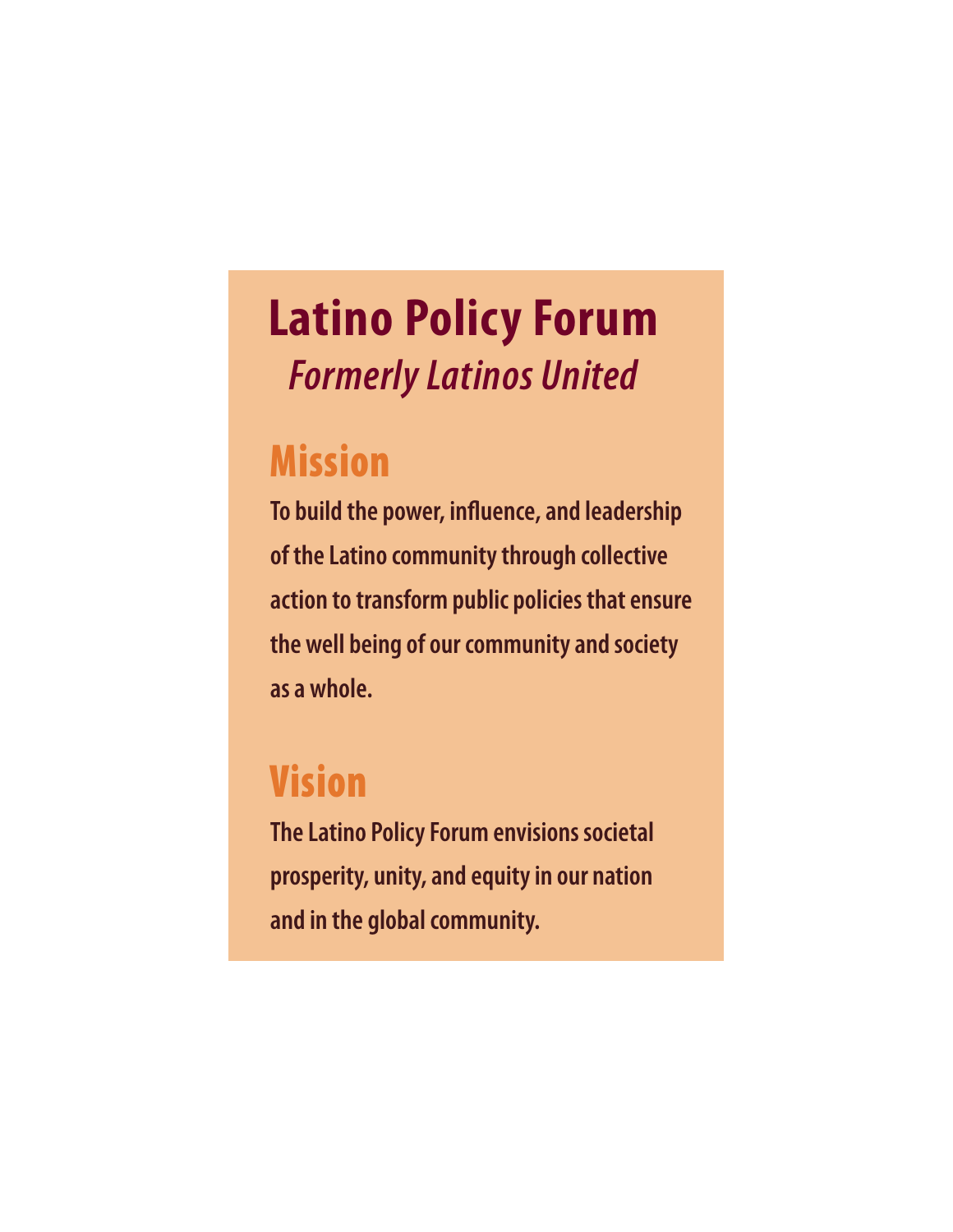# Latino Policy Forum

*Formerly Latinos United*

## Mission

**To build the power, influence, and leadership of the Latino community through collective action to transform public policies that ensure the well being of our community and society as a whole.**

## Vision

**The Latino Policy Forum envisions societal prosperity, unity, and equity in our nation and in the global community.**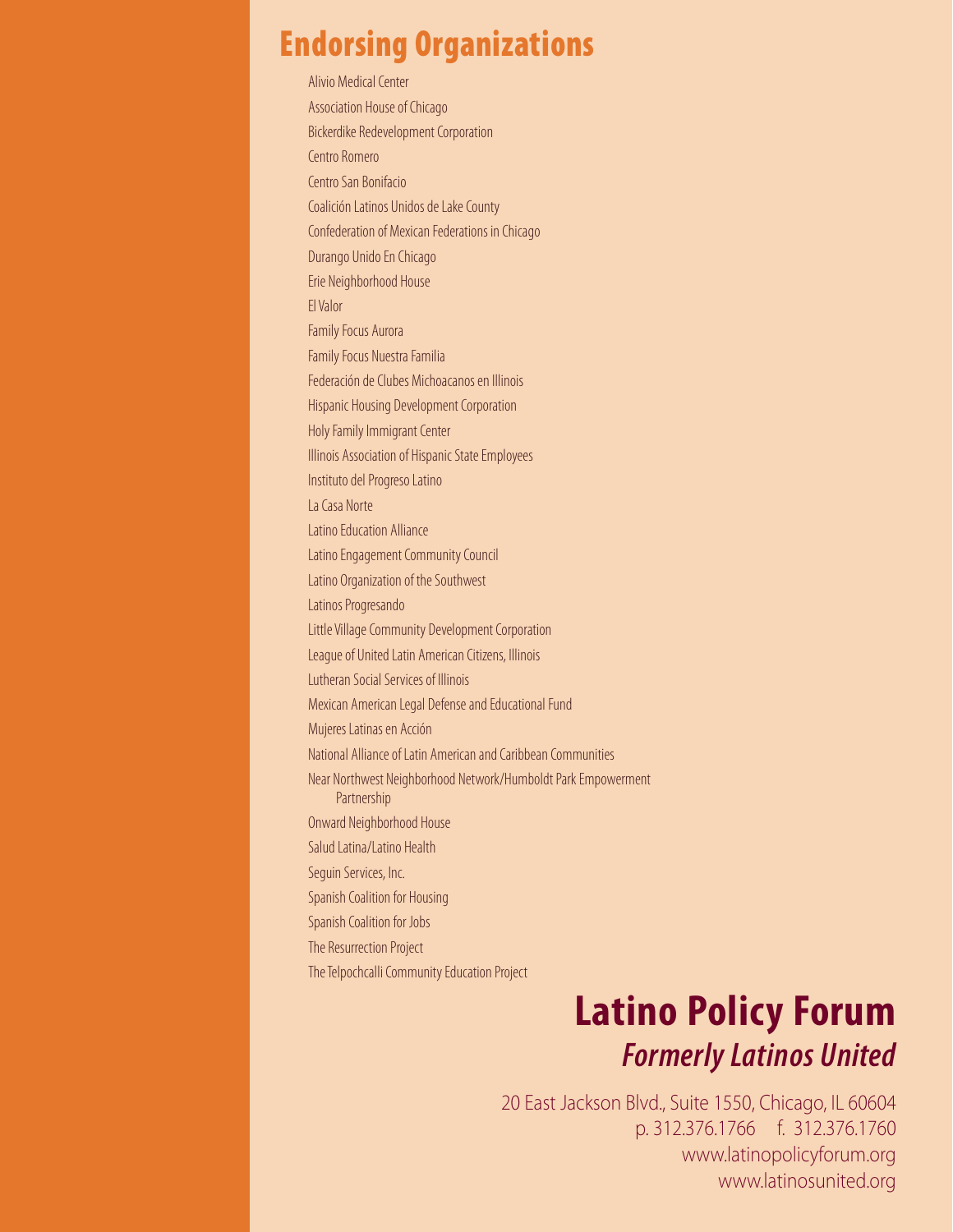# Endorsing Organizations

Alivio Medical Center

Association House of Chicago

Bickerdike Redevelopment Corporation

Centro Romero

Centro San Bonifacio

Coalición Latinos Unidos de Lake County

Confederation of Mexican Federations in Chicago

Durango Unido En Chicago

Erie Neighborhood House

El Valor

Family Focus Aurora

Family Focus Nuestra Familia

Federación de Clubes Michoacanos en Illinois

Hispanic Housing Development Corporation

Holy Family Immigrant Center

Illinois Association of Hispanic State Employees

Instituto del Progreso Latino

La Casa Norte

Latino Education Alliance

Latino Engagement Community Council

Latino Organization of the Southwest

Latinos Progresando

Little Village Community Development Corporation

League of United Latin American Citizens, Illinois

Lutheran Social Services of Illinois

Mexican American Legal Defense and Educational Fund

Mujeres Latinas en Acción

National Alliance of Latin American and Caribbean Communities

Near Northwest Neighborhood Network/Humboldt Park Empowerment Partnership

Onward Neighborhood House

Salud Latina/Latino Health

Seguin Services, Inc.

Spanish Coalition for Housing

Spanish Coalition for Jobs

The Resurrection Project

The Telpochcalli Community Education Project

**Latino Policy Forum**

***Formerly Latinos United***

20 East Jackson Blvd., Suite 1550, Chicago, IL 60604
p. 312.376.1766 f. 312.376.1760
www.latinopolicyforum.org
www.latinosunited.org